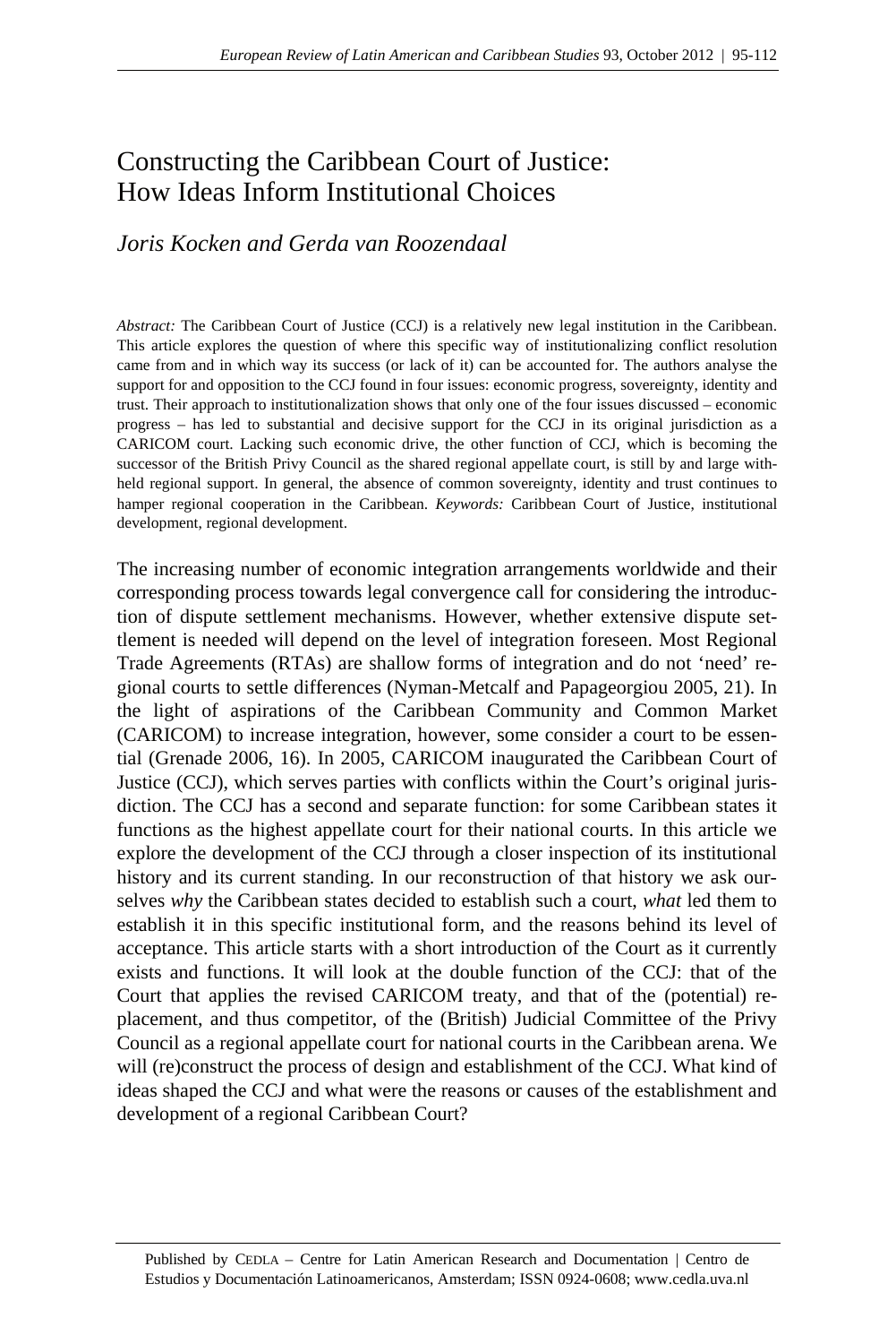# Constructing the Caribbean Court of Justice: How Ideas Inform Institutional Choices

*Joris Kocken and Gerda van Roozendaal*

*Abstract:* The Caribbean Court of Justice (CCJ) is a relatively new legal institution in the Caribbean. This article explores the question of where this specific way of institutionalizing conflict resolution came from and in which way its success (or lack of it) can be accounted for. The authors analyse the support for and opposition to the CCJ found in four issues: economic progress, sovereignty, identity and trust. Their approach to institutionalization shows that only one of the four issues discussed – economic progress – has led to substantial and decisive support for the CCJ in its original jurisdiction as a CARICOM court. Lacking such economic drive, the other function of CCJ, which is becoming the successor of the British Privy Council as the shared regional appellate court, is still by and large withheld regional support. In general, the absence of common sovereignty, identity and trust continues to hamper regional cooperation in the Caribbean. *Keywords:* Caribbean Court of Justice, institutional development, regional development.

The increasing number of economic integration arrangements worldwide and their corresponding process towards legal convergence call for considering the introduction of dispute settlement mechanisms. However, whether extensive dispute settlement is needed will depend on the level of integration foreseen. Most Regional Trade Agreements (RTAs) are shallow forms of integration and do not 'need' regional courts to settle differences (Nyman-Metcalf and Papageorgiou 2005, 21). In the light of aspirations of the Caribbean Community and Common Market (CARICOM) to increase integration, however, some consider a court to be essential (Grenade 2006, 16). In 2005, CARICOM inaugurated the Caribbean Court of Justice (CCJ), which serves parties with conflicts within the Court's original jurisdiction. The CCJ has a second and separate function: for some Caribbean states it functions as the highest appellate court for their national courts. In this article we explore the development of the CCJ through a closer inspection of its institutional history and its current standing. In our reconstruction of that history we ask ourselves *why* the Caribbean states decided to establish such a court, *what* led them to establish it in this specific institutional form, and the reasons behind its level of acceptance. This article starts with a short introduction of the Court as it currently exists and functions. It will look at the double function of the CCJ: that of the Court that applies the revised CARICOM treaty, and that of the (potential) replacement, and thus competitor, of the (British) Judicial Committee of the Privy Council as a regional appellate court for national courts in the Caribbean arena. We will (re)construct the process of design and establishment of the CCJ. What kind of ideas shaped the CCJ and what were the reasons or causes of the establishment and development of a regional Caribbean Court?

Published by CEDLA – Centre for Latin American Research and Documentation | Centro de Estudios y Documentación Latinoamericanos, Amsterdam; ISSN 0924-0608; www.cedla.uva.nl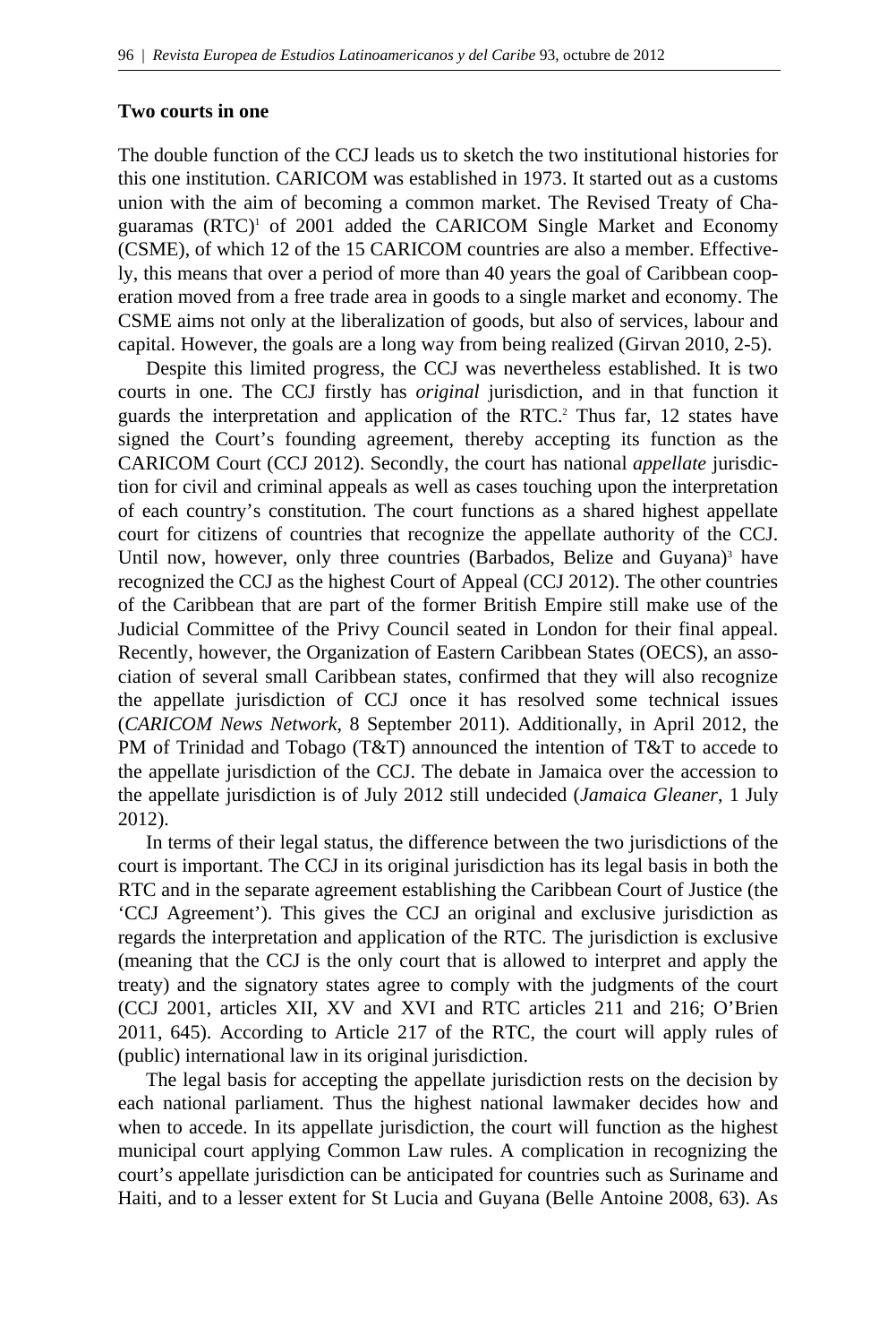**Two courts in one**

The double function of the CCJ leads us to sketch the two institutional histories for this one institution. CARICOM was established in 1973. It started out as a customs union with the aim of becoming a common market. The Revised Treaty of Chaguaramas (RTC)[1] of 2001 added the CARICOM Single Market and Economy (CSME), of which 12 of the 15 CARICOM countries are also a member. Effectively, this means that over a period of more than 40 years the goal of Caribbean cooperation moved from a free trade area in goods to a single market and economy. The CSME aims not only at the liberalization of goods, but also of services, labour and capital. However, the goals are a long way from being realized (Girvan 2010, 2-5).

Despite this limited progress, the CCJ was nevertheless established. It is two courts in one. The CCJ firstly has *original* jurisdiction, and in that function it guards the interpretation and application of the RTC.[2] Thus far, 12 states have signed the Court's founding agreement, thereby accepting its function as the CARICOM Court (CCJ 2012). Secondly, the court has national *appellate* jurisdiction for civil and criminal appeals as well as cases touching upon the interpretation of each country's constitution. The court functions as a shared highest appellate court for citizens of countries that recognize the appellate authority of the CCJ. Until now, however, only three countries (Barbados, Belize and Guyana)[3] have recognized the CCJ as the highest Court of Appeal (CCJ 2012). The other countries of the Caribbean that are part of the former British Empire still make use of the Judicial Committee of the Privy Council seated in London for their final appeal. Recently, however, the Organization of Eastern Caribbean States (OECS), an association of several small Caribbean states, confirmed that they will also recognize the appellate jurisdiction of CCJ once it has resolved some technical issues (*CARICOM News Network*, 8 September 2011). Additionally, in April 2012, the PM of Trinidad and Tobago (T&T) announced the intention of T&T to accede to the appellate jurisdiction of the CCJ. The debate in Jamaica over the accession to the appellate jurisdiction is of July 2012 still undecided (*Jamaica Gleaner*, 1 July 2012).

In terms of their legal status, the difference between the two jurisdictions of the court is important. The CCJ in its original jurisdiction has its legal basis in both the RTC and in the separate agreement establishing the Caribbean Court of Justice (the 'CCJ Agreement'). This gives the CCJ an original and exclusive jurisdiction as regards the interpretation and application of the RTC. The jurisdiction is exclusive (meaning that the CCJ is the only court that is allowed to interpret and apply the treaty) and the signatory states agree to comply with the judgments of the court (CCJ 2001, articles XII, XV and XVI and RTC articles 211 and 216; O'Brien 2011, 645). According to Article 217 of the RTC, the court will apply rules of (public) international law in its original jurisdiction.

The legal basis for accepting the appellate jurisdiction rests on the decision by each national parliament. Thus the highest national lawmaker decides how and when to accede. In its appellate jurisdiction, the court will function as the highest municipal court applying Common Law rules. A complication in recognizing the court's appellate jurisdiction can be anticipated for countries such as Suriname and Haiti, and to a lesser extent for St Lucia and Guyana (Belle Antoine 2008, 63). As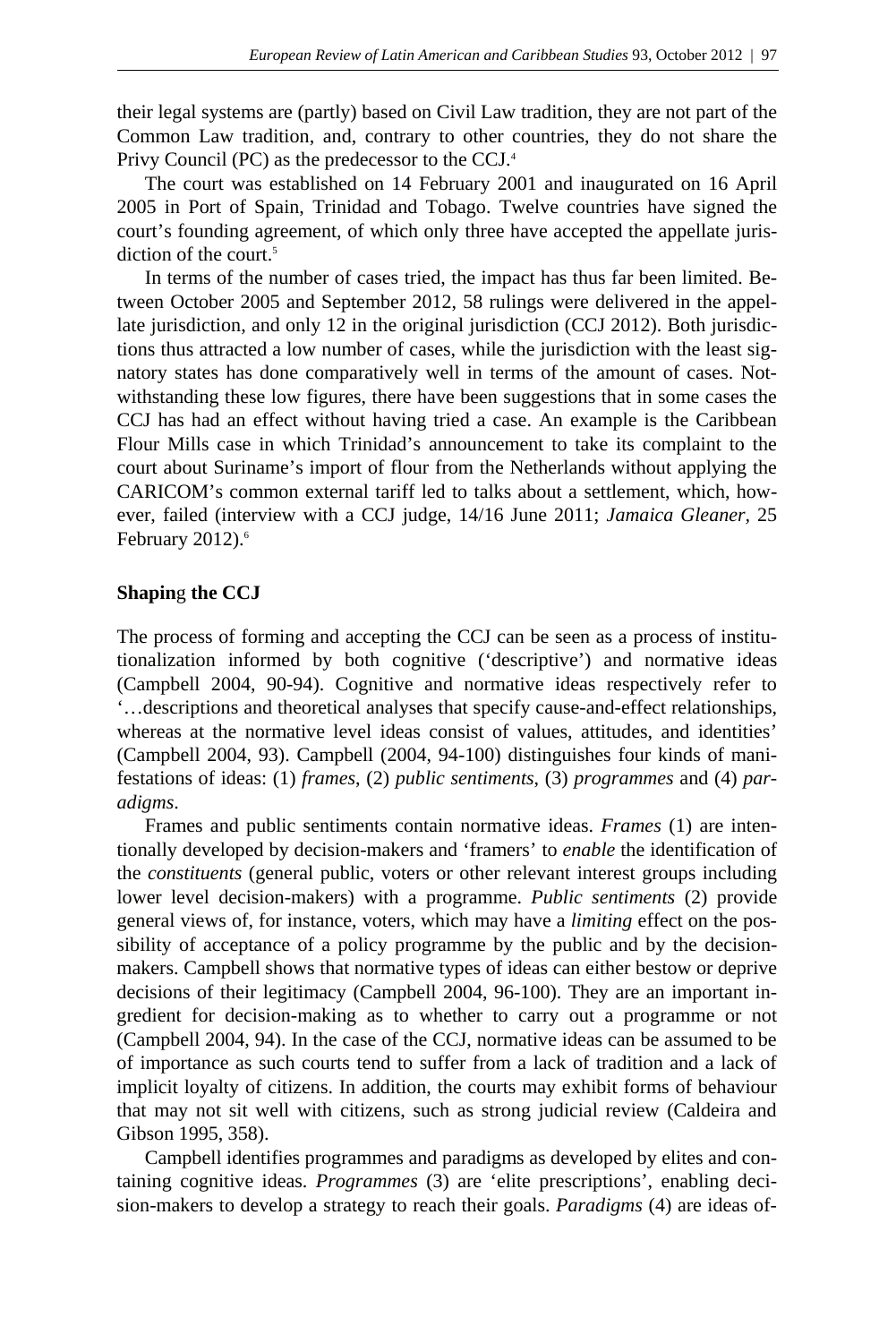their legal systems are (partly) based on Civil Law tradition, they are not part of the Common Law tradition, and, contrary to other countries, they do not share the Privy Council (PC) as the predecessor to the CCJ.[4]

The court was established on 14 February 2001 and inaugurated on 16 April 2005 in Port of Spain, Trinidad and Tobago. Twelve countries have signed the court's founding agreement, of which only three have accepted the appellate jurisdiction of the court.[5]

In terms of the number of cases tried, the impact has thus far been limited. Between October 2005 and September 2012, 58 rulings were delivered in the appellate jurisdiction, and only 12 in the original jurisdiction (CCJ 2012). Both jurisdictions thus attracted a low number of cases, while the jurisdiction with the least signatory states has done comparatively well in terms of the amount of cases. Notwithstanding these low figures, there have been suggestions that in some cases the CCJ has had an effect without having tried a case. An example is the Caribbean Flour Mills case in which Trinidad's announcement to take its complaint to the court about Suriname's import of flour from the Netherlands without applying the CARICOM's common external tariff led to talks about a settlement, which, however, failed (interview with a CCJ judge, 14/16 June 2011; *Jamaica Gleaner*, 25 February 2012).[6]

## Shaping the CCJ

The process of forming and accepting the CCJ can be seen as a process of institutionalization informed by both cognitive ('descriptive') and normative ideas (Campbell 2004, 90-94). Cognitive and normative ideas respectively refer to '…descriptions and theoretical analyses that specify cause-and-effect relationships, whereas at the normative level ideas consist of values, attitudes, and identities' (Campbell 2004, 93). Campbell (2004, 94-100) distinguishes four kinds of manifestations of ideas: (1) *frames*, (2) *public sentiments*, (3) *programmes* and (4) *paradigms*.

Frames and public sentiments contain normative ideas. *Frames* (1) are intentionally developed by decision-makers and 'framers' to *enable* the identification of the *constituents* (general public, voters or other relevant interest groups including lower level decision-makers) with a programme. *Public sentiments* (2) provide general views of, for instance, voters, which may have a *limiting* effect on the possibility of acceptance of a policy programme by the public and by the decision-makers. Campbell shows that normative types of ideas can either bestow or deprive decisions of their legitimacy (Campbell 2004, 96-100). They are an important ingredient for decision-making as to whether to carry out a programme or not (Campbell 2004, 94). In the case of the CCJ, normative ideas can be assumed to be of importance as such courts tend to suffer from a lack of tradition and a lack of implicit loyalty of citizens. In addition, the courts may exhibit forms of behaviour that may not sit well with citizens, such as strong judicial review (Caldeira and Gibson 1995, 358).

Campbell identifies programmes and paradigms as developed by elites and containing cognitive ideas. *Programmes* (3) are 'elite prescriptions', enabling decision-makers to develop a strategy to reach their goals. *Paradigms* (4) are ideas of-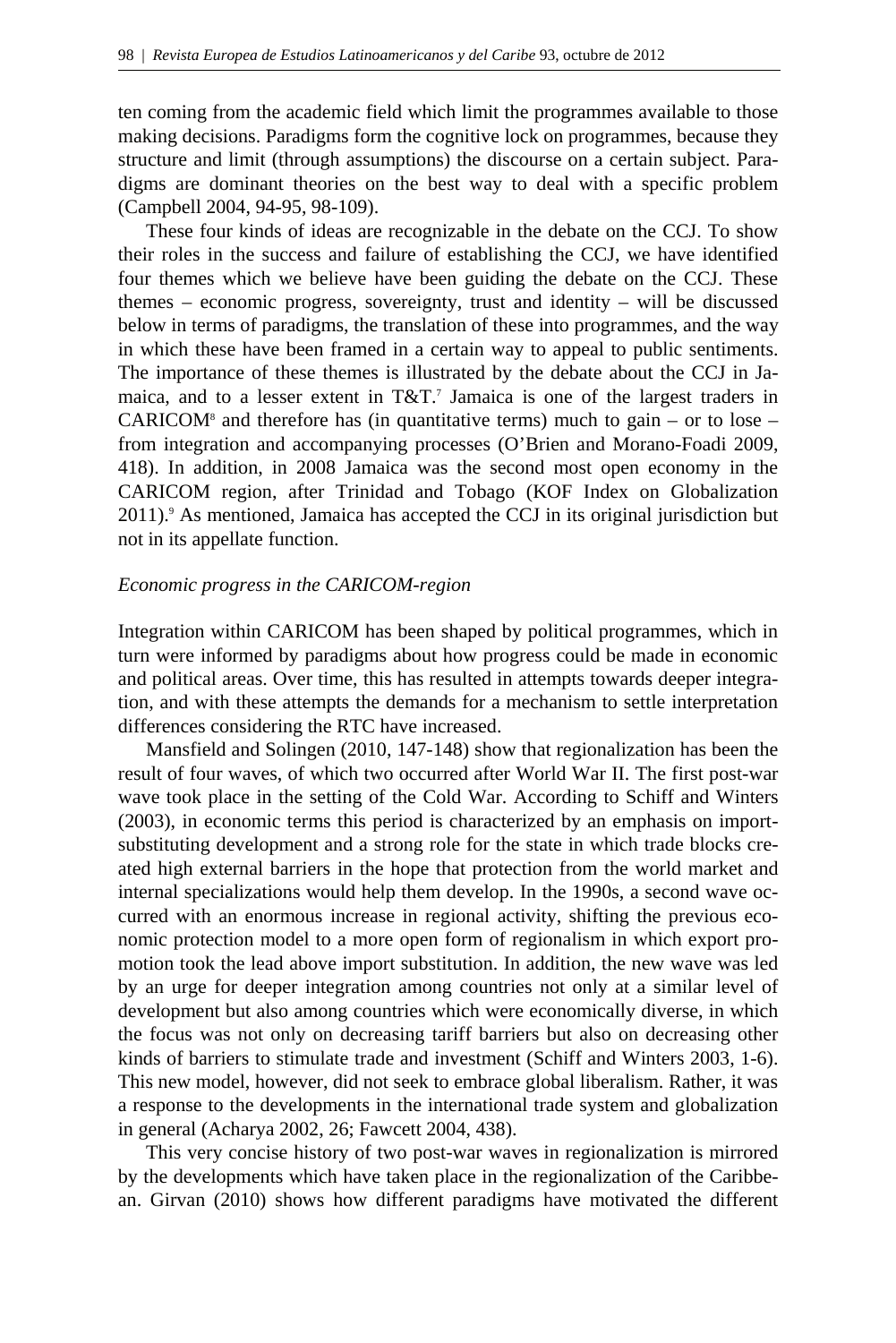ten coming from the academic field which limit the programmes available to those making decisions. Paradigms form the cognitive lock on programmes, because they structure and limit (through assumptions) the discourse on a certain subject. Paradigms are dominant theories on the best way to deal with a specific problem (Campbell 2004, 94-95, 98-109).

These four kinds of ideas are recognizable in the debate on the CCJ. To show their roles in the success and failure of establishing the CCJ, we have identified four themes which we believe have been guiding the debate on the CCJ. These themes – economic progress, sovereignty, trust and identity – will be discussed below in terms of paradigms, the translation of these into programmes, and the way in which these have been framed in a certain way to appeal to public sentiments. The importance of these themes is illustrated by the debate about the CCJ in Jamaica, and to a lesser extent in T&T.[7] Jamaica is one of the largest traders in CARICOM[8] and therefore has (in quantitative terms) much to gain – or to lose – from integration and accompanying processes (O'Brien and Morano-Foadi 2009, 418). In addition, in 2008 Jamaica was the second most open economy in the CARICOM region, after Trinidad and Tobago (KOF Index on Globalization 2011).[9] As mentioned, Jamaica has accepted the CCJ in its original jurisdiction but not in its appellate function.

### *Economic progress in the CARICOM-region*

Integration within CARICOM has been shaped by political programmes, which in turn were informed by paradigms about how progress could be made in economic and political areas. Over time, this has resulted in attempts towards deeper integration, and with these attempts the demands for a mechanism to settle interpretation differences considering the RTC have increased.

Mansfield and Solingen (2010, 147-148) show that regionalization has been the result of four waves, of which two occurred after World War II. The first post-war wave took place in the setting of the Cold War. According to Schiff and Winters (2003), in economic terms this period is characterized by an emphasis on import-substituting development and a strong role for the state in which trade blocks created high external barriers in the hope that protection from the world market and internal specializations would help them develop. In the 1990s, a second wave occurred with an enormous increase in regional activity, shifting the previous economic protection model to a more open form of regionalism in which export promotion took the lead above import substitution. In addition, the new wave was led by an urge for deeper integration among countries not only at a similar level of development but also among countries which were economically diverse, in which the focus was not only on decreasing tariff barriers but also on decreasing other kinds of barriers to stimulate trade and investment (Schiff and Winters 2003, 1-6). This new model, however, did not seek to embrace global liberalism. Rather, it was a response to the developments in the international trade system and globalization in general (Acharya 2002, 26; Fawcett 2004, 438).

This very concise history of two post-war waves in regionalization is mirrored by the developments which have taken place in the regionalization of the Caribbean. Girvan (2010) shows how different paradigms have motivated the different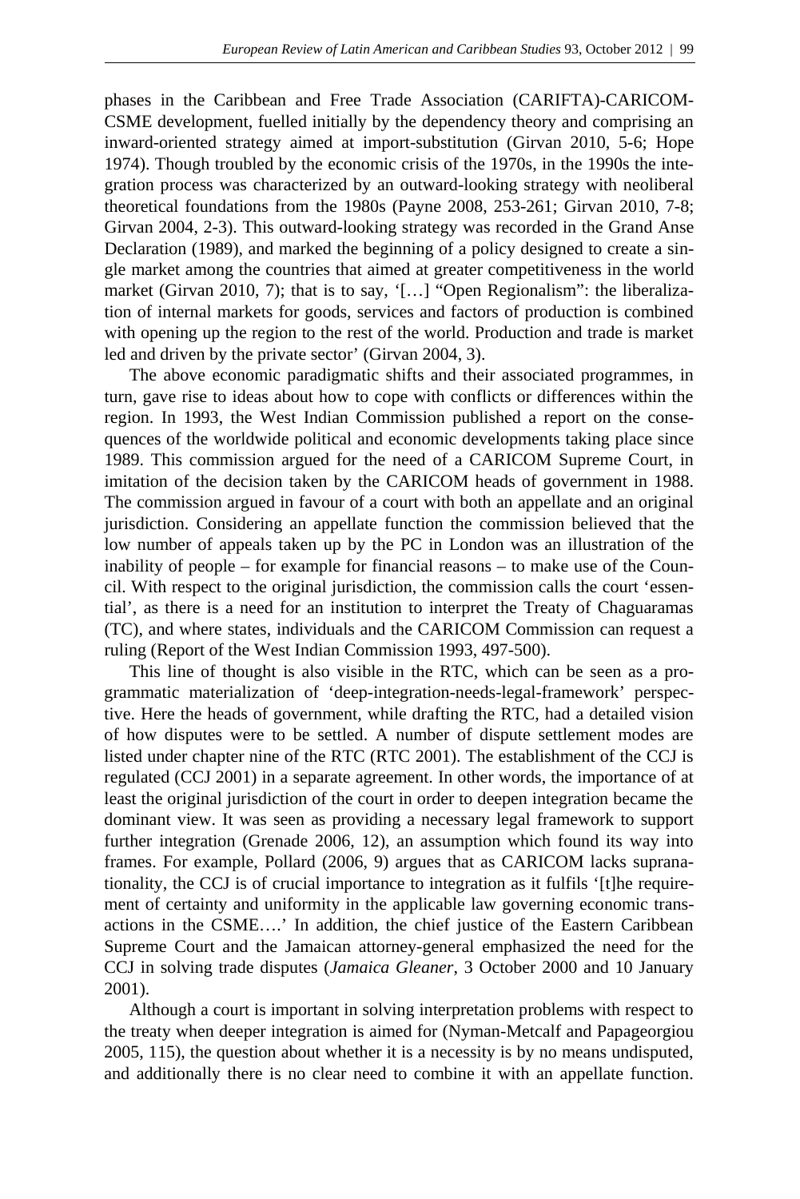phases in the Caribbean and Free Trade Association (CARIFTA)-CARICOM-CSME development, fuelled initially by the dependency theory and comprising an inward-oriented strategy aimed at import-substitution (Girvan 2010, 5-6; Hope 1974). Though troubled by the economic crisis of the 1970s, in the 1990s the integration process was characterized by an outward-looking strategy with neoliberal theoretical foundations from the 1980s (Payne 2008, 253-261; Girvan 2010, 7-8; Girvan 2004, 2-3). This outward-looking strategy was recorded in the Grand Anse Declaration (1989), and marked the beginning of a policy designed to create a single market among the countries that aimed at greater competitiveness in the world market (Girvan 2010, 7); that is to say, '[…] "Open Regionalism": the liberalization of internal markets for goods, services and factors of production is combined with opening up the region to the rest of the world. Production and trade is market led and driven by the private sector' (Girvan 2004, 3).

The above economic paradigmatic shifts and their associated programmes, in turn, gave rise to ideas about how to cope with conflicts or differences within the region. In 1993, the West Indian Commission published a report on the consequences of the worldwide political and economic developments taking place since 1989. This commission argued for the need of a CARICOM Supreme Court, in imitation of the decision taken by the CARICOM heads of government in 1988. The commission argued in favour of a court with both an appellate and an original jurisdiction. Considering an appellate function the commission believed that the low number of appeals taken up by the PC in London was an illustration of the inability of people – for example for financial reasons – to make use of the Council. With respect to the original jurisdiction, the commission calls the court 'essential', as there is a need for an institution to interpret the Treaty of Chaguaramas (TC), and where states, individuals and the CARICOM Commission can request a ruling (Report of the West Indian Commission 1993, 497-500).

This line of thought is also visible in the RTC, which can be seen as a programmatic materialization of 'deep-integration-needs-legal-framework' perspective. Here the heads of government, while drafting the RTC, had a detailed vision of how disputes were to be settled. A number of dispute settlement modes are listed under chapter nine of the RTC (RTC 2001). The establishment of the CCJ is regulated (CCJ 2001) in a separate agreement. In other words, the importance of at least the original jurisdiction of the court in order to deepen integration became the dominant view. It was seen as providing a necessary legal framework to support further integration (Grenade 2006, 12), an assumption which found its way into frames. For example, Pollard (2006, 9) argues that as CARICOM lacks supranationality, the CCJ is of crucial importance to integration as it fulfils '[t]he requirement of certainty and uniformity in the applicable law governing economic transactions in the CSME….' In addition, the chief justice of the Eastern Caribbean Supreme Court and the Jamaican attorney-general emphasized the need for the CCJ in solving trade disputes (*Jamaica Gleaner*, 3 October 2000 and 10 January 2001).

Although a court is important in solving interpretation problems with respect to the treaty when deeper integration is aimed for (Nyman-Metcalf and Papageorgiou 2005, 115), the question about whether it is a necessity is by no means undisputed, and additionally there is no clear need to combine it with an appellate function.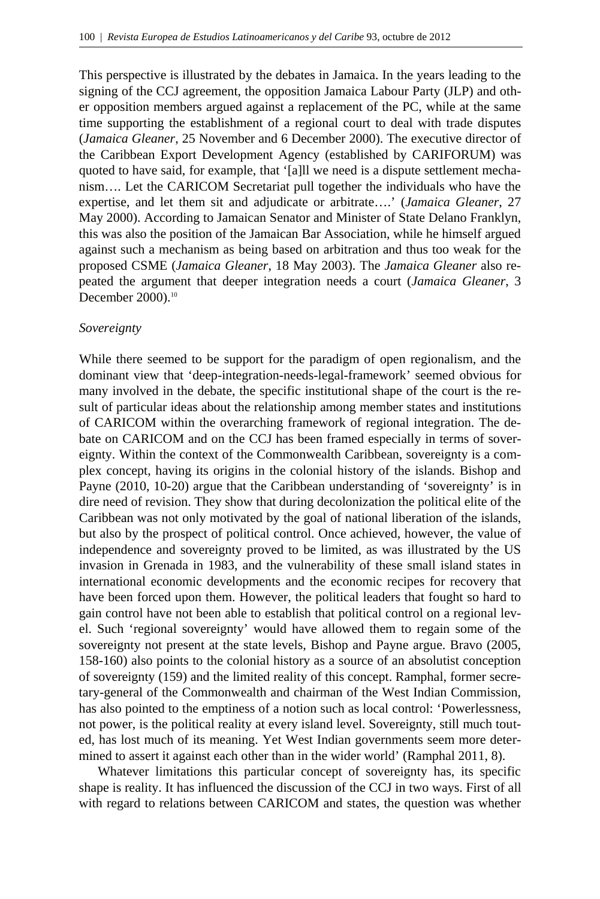This perspective is illustrated by the debates in Jamaica. In the years leading to the signing of the CCJ agreement, the opposition Jamaica Labour Party (JLP) and other opposition members argued against a replacement of the PC, while at the same time supporting the establishment of a regional court to deal with trade disputes (*Jamaica Gleaner*, 25 November and 6 December 2000). The executive director of the Caribbean Export Development Agency (established by CARIFORUM) was quoted to have said, for example, that '[a]ll we need is a dispute settlement mechanism…. Let the CARICOM Secretariat pull together the individuals who have the expertise, and let them sit and adjudicate or arbitrate….' (*Jamaica Gleaner*, 27 May 2000). According to Jamaican Senator and Minister of State Delano Franklyn, this was also the position of the Jamaican Bar Association, while he himself argued against such a mechanism as being based on arbitration and thus too weak for the proposed CSME (*Jamaica Gleaner*, 18 May 2003). The *Jamaica Gleaner* also repeated the argument that deeper integration needs a court (*Jamaica Gleaner*, 3 December 2000).[10]

*Sovereignty*

While there seemed to be support for the paradigm of open regionalism, and the dominant view that 'deep-integration-needs-legal-framework' seemed obvious for many involved in the debate, the specific institutional shape of the court is the result of particular ideas about the relationship among member states and institutions of CARICOM within the overarching framework of regional integration. The debate on CARICOM and on the CCJ has been framed especially in terms of sovereignty. Within the context of the Commonwealth Caribbean, sovereignty is a complex concept, having its origins in the colonial history of the islands. Bishop and Payne (2010, 10-20) argue that the Caribbean understanding of 'sovereignty' is in dire need of revision. They show that during decolonization the political elite of the Caribbean was not only motivated by the goal of national liberation of the islands, but also by the prospect of political control. Once achieved, however, the value of independence and sovereignty proved to be limited, as was illustrated by the US invasion in Grenada in 1983, and the vulnerability of these small island states in international economic developments and the economic recipes for recovery that have been forced upon them. However, the political leaders that fought so hard to gain control have not been able to establish that political control on a regional level. Such 'regional sovereignty' would have allowed them to regain some of the sovereignty not present at the state levels, Bishop and Payne argue. Bravo (2005, 158-160) also points to the colonial history as a source of an absolutist conception of sovereignty (159) and the limited reality of this concept. Ramphal, former secretary-general of the Commonwealth and chairman of the West Indian Commission, has also pointed to the emptiness of a notion such as local control: 'Powerlessness, not power, is the political reality at every island level. Sovereignty, still much touted, has lost much of its meaning. Yet West Indian governments seem more determined to assert it against each other than in the wider world' (Ramphal 2011, 8).

Whatever limitations this particular concept of sovereignty has, its specific shape is reality. It has influenced the discussion of the CCJ in two ways. First of all with regard to relations between CARICOM and states, the question was whether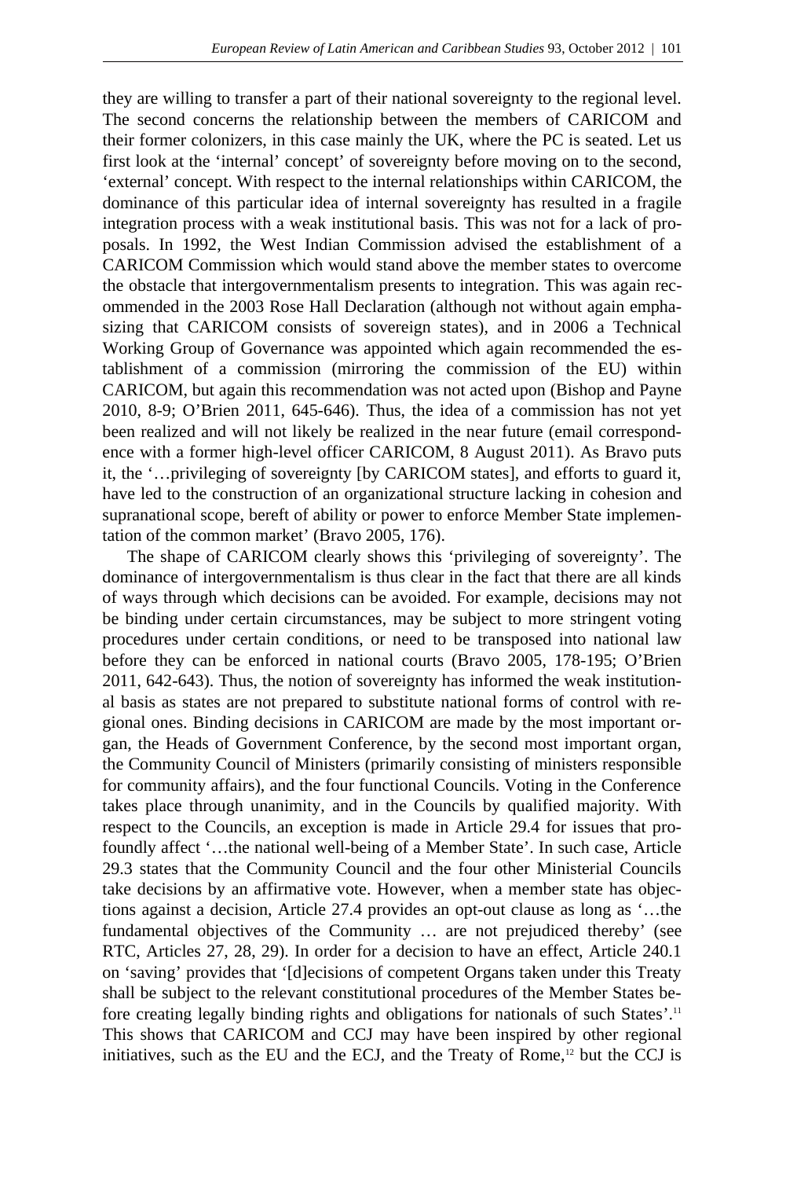they are willing to transfer a part of their national sovereignty to the regional level. The second concerns the relationship between the members of CARICOM and their former colonizers, in this case mainly the UK, where the PC is seated. Let us first look at the 'internal' concept' of sovereignty before moving on to the second, 'external' concept. With respect to the internal relationships within CARICOM, the dominance of this particular idea of internal sovereignty has resulted in a fragile integration process with a weak institutional basis. This was not for a lack of proposals. In 1992, the West Indian Commission advised the establishment of a CARICOM Commission which would stand above the member states to overcome the obstacle that intergovernmentalism presents to integration. This was again recommended in the 2003 Rose Hall Declaration (although not without again emphasizing that CARICOM consists of sovereign states), and in 2006 a Technical Working Group of Governance was appointed which again recommended the establishment of a commission (mirroring the commission of the EU) within CARICOM, but again this recommendation was not acted upon (Bishop and Payne 2010, 8-9; O'Brien 2011, 645-646). Thus, the idea of a commission has not yet been realized and will not likely be realized in the near future (email correspondence with a former high-level officer CARICOM, 8 August 2011). As Bravo puts it, the '…privileging of sovereignty [by CARICOM states], and efforts to guard it, have led to the construction of an organizational structure lacking in cohesion and supranational scope, bereft of ability or power to enforce Member State implementation of the common market' (Bravo 2005, 176).

The shape of CARICOM clearly shows this 'privileging of sovereignty'. The dominance of intergovernmentalism is thus clear in the fact that there are all kinds of ways through which decisions can be avoided. For example, decisions may not be binding under certain circumstances, may be subject to more stringent voting procedures under certain conditions, or need to be transposed into national law before they can be enforced in national courts (Bravo 2005, 178-195; O'Brien 2011, 642-643). Thus, the notion of sovereignty has informed the weak institutional basis as states are not prepared to substitute national forms of control with regional ones. Binding decisions in CARICOM are made by the most important organ, the Heads of Government Conference, by the second most important organ, the Community Council of Ministers (primarily consisting of ministers responsible for community affairs), and the four functional Councils. Voting in the Conference takes place through unanimity, and in the Councils by qualified majority. With respect to the Councils, an exception is made in Article 29.4 for issues that profoundly affect '…the national well-being of a Member State'. In such case, Article 29.3 states that the Community Council and the four other Ministerial Councils take decisions by an affirmative vote. However, when a member state has objections against a decision, Article 27.4 provides an opt-out clause as long as '…the fundamental objectives of the Community … are not prejudiced thereby' (see RTC, Articles 27, 28, 29). In order for a decision to have an effect, Article 240.1 on 'saving' provides that '[d]ecisions of competent Organs taken under this Treaty shall be subject to the relevant constitutional procedures of the Member States before creating legally binding rights and obligations for nationals of such States'.[11] This shows that CARICOM and CCJ may have been inspired by other regional initiatives, such as the EU and the ECJ, and the Treaty of Rome,[12] but the CCJ is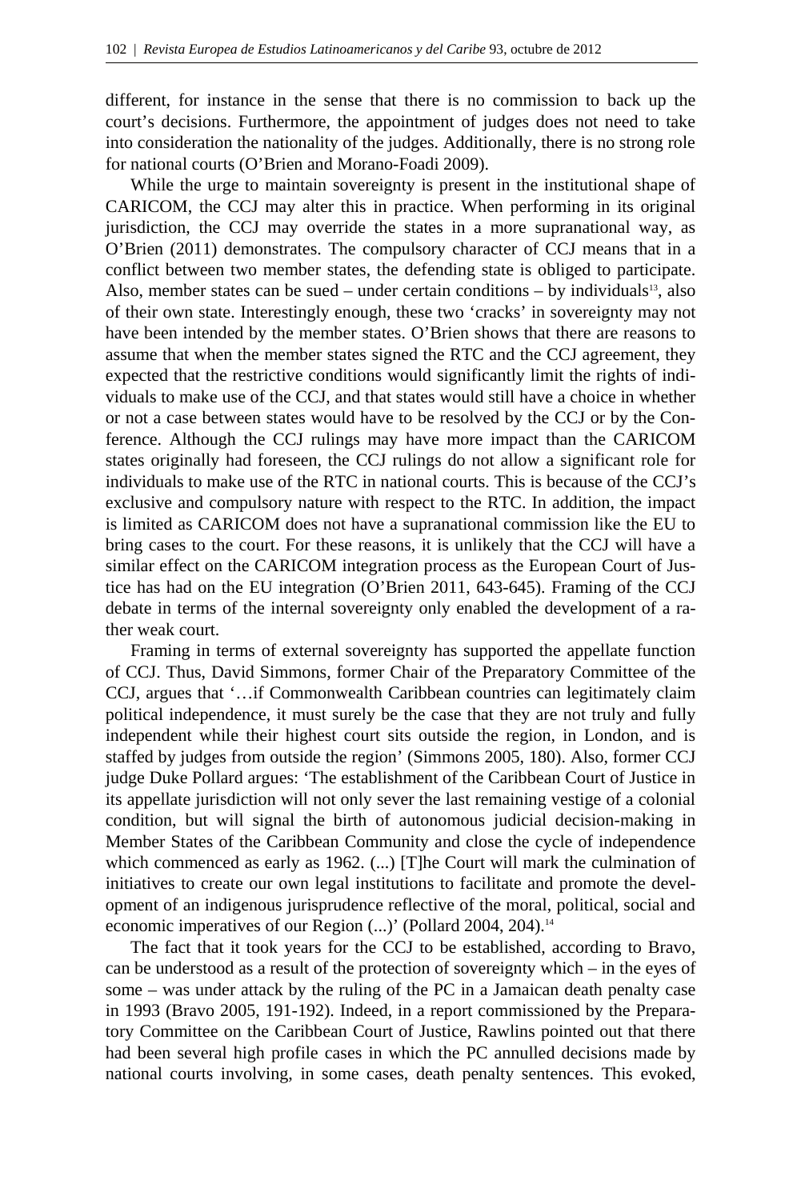different, for instance in the sense that there is no commission to back up the court's decisions. Furthermore, the appointment of judges does not need to take into consideration the nationality of the judges. Additionally, there is no strong role for national courts (O'Brien and Morano-Foadi 2009).

While the urge to maintain sovereignty is present in the institutional shape of CARICOM, the CCJ may alter this in practice. When performing in its original jurisdiction, the CCJ may override the states in a more supranational way, as O'Brien (2011) demonstrates. The compulsory character of CCJ means that in a conflict between two member states, the defending state is obliged to participate. Also, member states can be sued – under certain conditions – by individuals[13], also of their own state. Interestingly enough, these two 'cracks' in sovereignty may not have been intended by the member states. O'Brien shows that there are reasons to assume that when the member states signed the RTC and the CCJ agreement, they expected that the restrictive conditions would significantly limit the rights of individuals to make use of the CCJ, and that states would still have a choice in whether or not a case between states would have to be resolved by the CCJ or by the Conference. Although the CCJ rulings may have more impact than the CARICOM states originally had foreseen, the CCJ rulings do not allow a significant role for individuals to make use of the RTC in national courts. This is because of the CCJ's exclusive and compulsory nature with respect to the RTC. In addition, the impact is limited as CARICOM does not have a supranational commission like the EU to bring cases to the court. For these reasons, it is unlikely that the CCJ will have a similar effect on the CARICOM integration process as the European Court of Justice has had on the EU integration (O'Brien 2011, 643-645). Framing of the CCJ debate in terms of the internal sovereignty only enabled the development of a rather weak court.

Framing in terms of external sovereignty has supported the appellate function of CCJ. Thus, David Simmons, former Chair of the Preparatory Committee of the CCJ, argues that '…if Commonwealth Caribbean countries can legitimately claim political independence, it must surely be the case that they are not truly and fully independent while their highest court sits outside the region, in London, and is staffed by judges from outside the region' (Simmons 2005, 180). Also, former CCJ judge Duke Pollard argues: 'The establishment of the Caribbean Court of Justice in its appellate jurisdiction will not only sever the last remaining vestige of a colonial condition, but will signal the birth of autonomous judicial decision-making in Member States of the Caribbean Community and close the cycle of independence which commenced as early as 1962. (...) [T]he Court will mark the culmination of initiatives to create our own legal institutions to facilitate and promote the development of an indigenous jurisprudence reflective of the moral, political, social and economic imperatives of our Region (...)' (Pollard 2004, 204).[14]

The fact that it took years for the CCJ to be established, according to Bravo, can be understood as a result of the protection of sovereignty which – in the eyes of some – was under attack by the ruling of the PC in a Jamaican death penalty case in 1993 (Bravo 2005, 191-192). Indeed, in a report commissioned by the Preparatory Committee on the Caribbean Court of Justice, Rawlins pointed out that there had been several high profile cases in which the PC annulled decisions made by national courts involving, in some cases, death penalty sentences. This evoked,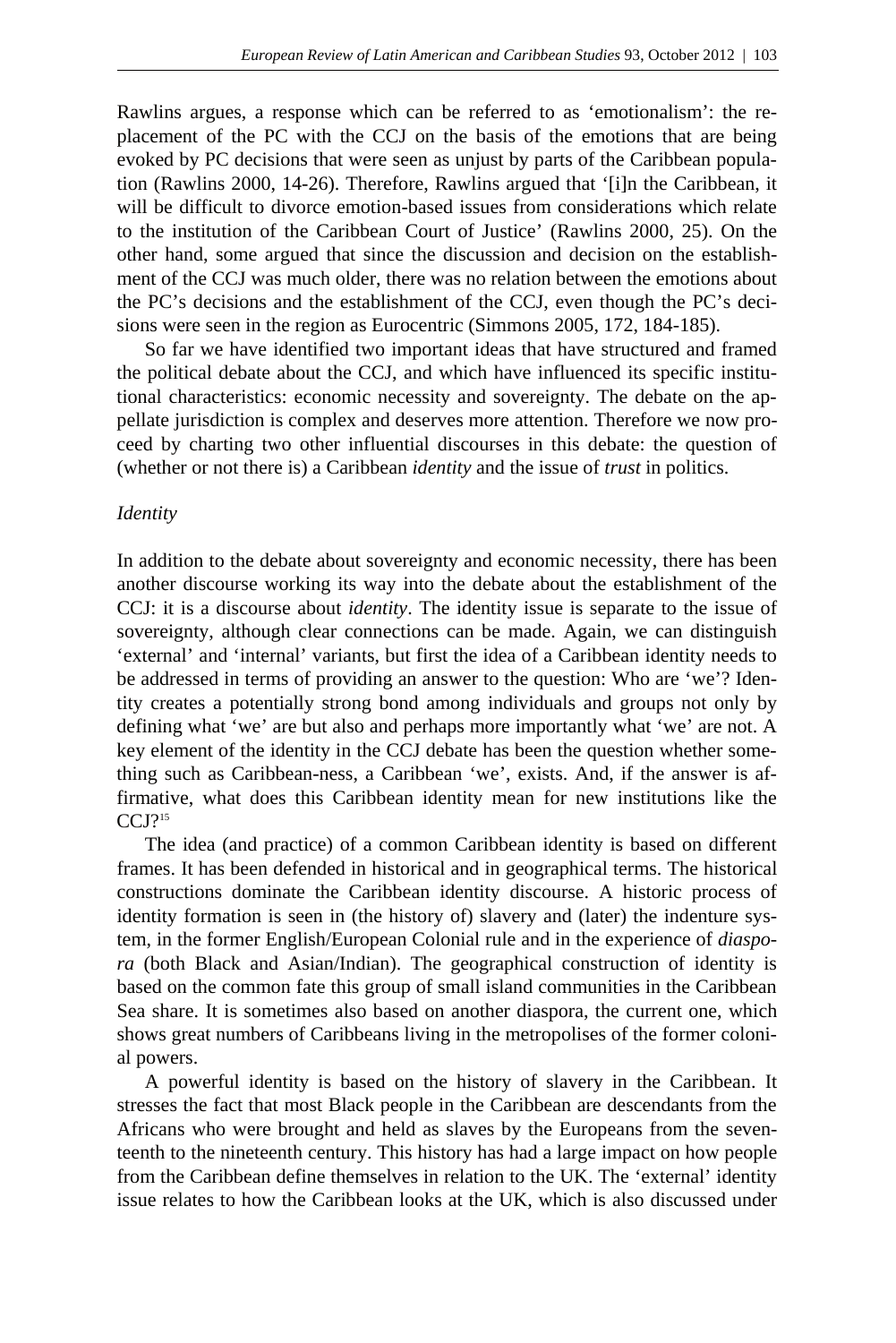Rawlins argues, a response which can be referred to as 'emotionalism': the replacement of the PC with the CCJ on the basis of the emotions that are being evoked by PC decisions that were seen as unjust by parts of the Caribbean population (Rawlins 2000, 14-26). Therefore, Rawlins argued that '[i]n the Caribbean, it will be difficult to divorce emotion-based issues from considerations which relate to the institution of the Caribbean Court of Justice' (Rawlins 2000, 25). On the other hand, some argued that since the discussion and decision on the establishment of the CCJ was much older, there was no relation between the emotions about the PC's decisions and the establishment of the CCJ, even though the PC's decisions were seen in the region as Eurocentric (Simmons 2005, 172, 184-185).

So far we have identified two important ideas that have structured and framed the political debate about the CCJ, and which have influenced its specific institutional characteristics: economic necessity and sovereignty. The debate on the appellate jurisdiction is complex and deserves more attention. Therefore we now proceed by charting two other influential discourses in this debate: the question of (whether or not there is) a Caribbean *identity* and the issue of *trust* in politics.

### *Identity*

In addition to the debate about sovereignty and economic necessity, there has been another discourse working its way into the debate about the establishment of the CCJ: it is a discourse about *identity*. The identity issue is separate to the issue of sovereignty, although clear connections can be made. Again, we can distinguish 'external' and 'internal' variants, but first the idea of a Caribbean identity needs to be addressed in terms of providing an answer to the question: Who are 'we'? Identity creates a potentially strong bond among individuals and groups not only by defining what 'we' are but also and perhaps more importantly what 'we' are not. A key element of the identity in the CCJ debate has been the question whether something such as Caribbean-ness, a Caribbean 'we', exists. And, if the answer is affirmative, what does this Caribbean identity mean for new institutions like the CCJ?[15]

The idea (and practice) of a common Caribbean identity is based on different frames. It has been defended in historical and in geographical terms. The historical constructions dominate the Caribbean identity discourse. A historic process of identity formation is seen in (the history of) slavery and (later) the indenture system, in the former English/European Colonial rule and in the experience of *diaspora* (both Black and Asian/Indian). The geographical construction of identity is based on the common fate this group of small island communities in the Caribbean Sea share. It is sometimes also based on another diaspora, the current one, which shows great numbers of Caribbeans living in the metropolises of the former colonial powers.

A powerful identity is based on the history of slavery in the Caribbean. It stresses the fact that most Black people in the Caribbean are descendants from the Africans who were brought and held as slaves by the Europeans from the seventeenth to the nineteenth century. This history has had a large impact on how people from the Caribbean define themselves in relation to the UK. The 'external' identity issue relates to how the Caribbean looks at the UK, which is also discussed under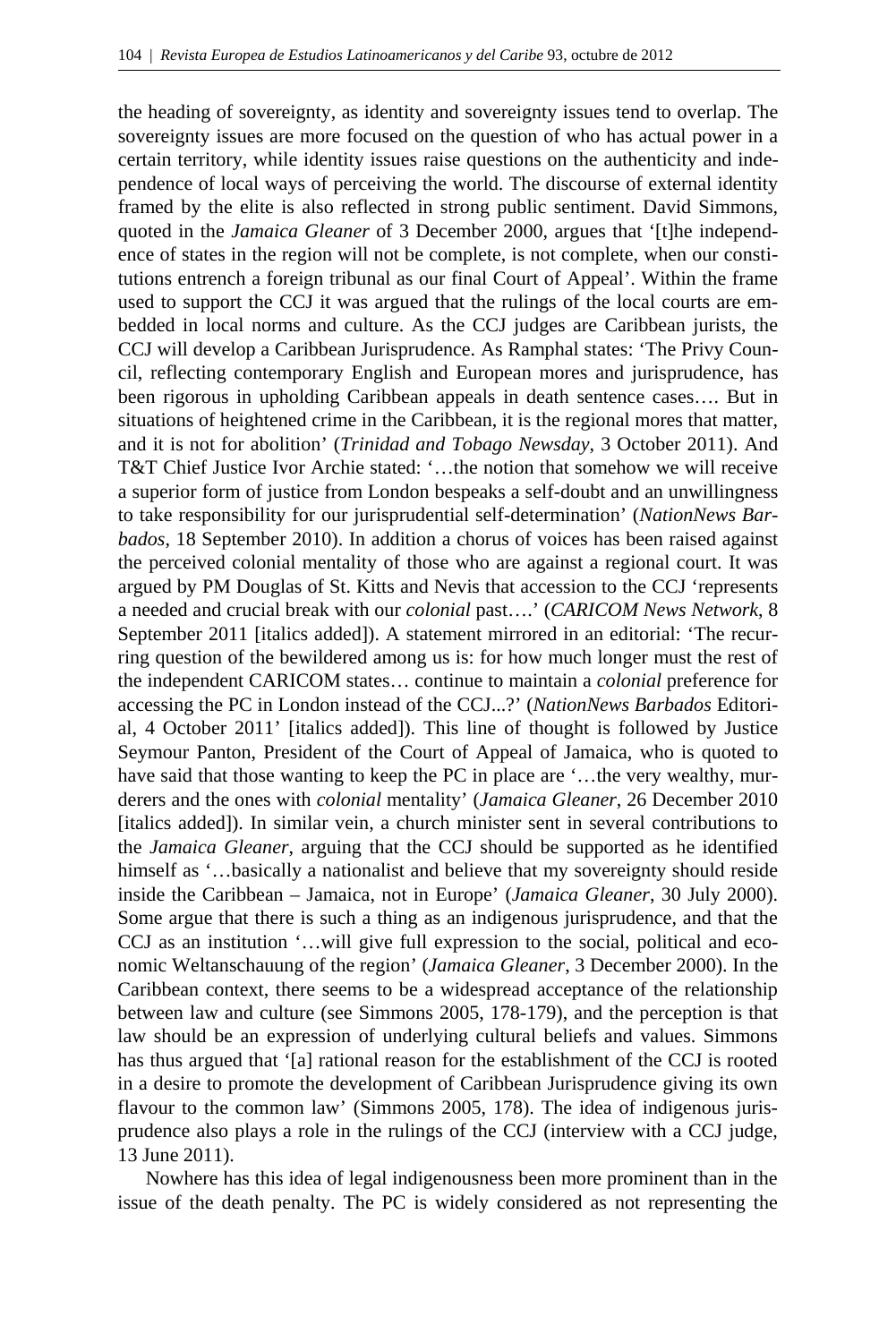the heading of sovereignty, as identity and sovereignty issues tend to overlap. The sovereignty issues are more focused on the question of who has actual power in a certain territory, while identity issues raise questions on the authenticity and independence of local ways of perceiving the world. The discourse of external identity framed by the elite is also reflected in strong public sentiment. David Simmons, quoted in the *Jamaica Gleaner* of 3 December 2000, argues that '[t]he independence of states in the region will not be complete, is not complete, when our constitutions entrench a foreign tribunal as our final Court of Appeal'. Within the frame used to support the CCJ it was argued that the rulings of the local courts are embedded in local norms and culture. As the CCJ judges are Caribbean jurists, the CCJ will develop a Caribbean Jurisprudence. As Ramphal states: 'The Privy Council, reflecting contemporary English and European mores and jurisprudence, has been rigorous in upholding Caribbean appeals in death sentence cases…. But in situations of heightened crime in the Caribbean, it is the regional mores that matter, and it is not for abolition' (*Trinidad and Tobago Newsday*, 3 October 2011). And T&T Chief Justice Ivor Archie stated: '…the notion that somehow we will receive a superior form of justice from London bespeaks a self-doubt and an unwillingness to take responsibility for our jurisprudential self-determination' (*NationNews Barbados*, 18 September 2010). In addition a chorus of voices has been raised against the perceived colonial mentality of those who are against a regional court. It was argued by PM Douglas of St. Kitts and Nevis that accession to the CCJ 'represents a needed and crucial break with our *colonial* past….' (*CARICOM News Network*, 8 September 2011 [italics added]). A statement mirrored in an editorial: 'The recurring question of the bewildered among us is: for how much longer must the rest of the independent CARICOM states… continue to maintain a *colonial* preference for accessing the PC in London instead of the CCJ...?' (*NationNews Barbados* Editorial, 4 October 2011' [italics added]). This line of thought is followed by Justice Seymour Panton, President of the Court of Appeal of Jamaica, who is quoted to have said that those wanting to keep the PC in place are '…the very wealthy, murderers and the ones with *colonial* mentality' (*Jamaica Gleaner*, 26 December 2010 [italics added]). In similar vein, a church minister sent in several contributions to the *Jamaica Gleaner*, arguing that the CCJ should be supported as he identified himself as '…basically a nationalist and believe that my sovereignty should reside inside the Caribbean – Jamaica, not in Europe' (*Jamaica Gleaner*, 30 July 2000). Some argue that there is such a thing as an indigenous jurisprudence, and that the CCJ as an institution '…will give full expression to the social, political and economic Weltanschauung of the region' (*Jamaica Gleaner*, 3 December 2000). In the Caribbean context, there seems to be a widespread acceptance of the relationship between law and culture (see Simmons 2005, 178-179), and the perception is that law should be an expression of underlying cultural beliefs and values. Simmons has thus argued that '[a] rational reason for the establishment of the CCJ is rooted in a desire to promote the development of Caribbean Jurisprudence giving its own flavour to the common law' (Simmons 2005, 178). The idea of indigenous jurisprudence also plays a role in the rulings of the CCJ (interview with a CCJ judge, 13 June 2011).

Nowhere has this idea of legal indigenousness been more prominent than in the issue of the death penalty. The PC is widely considered as not representing the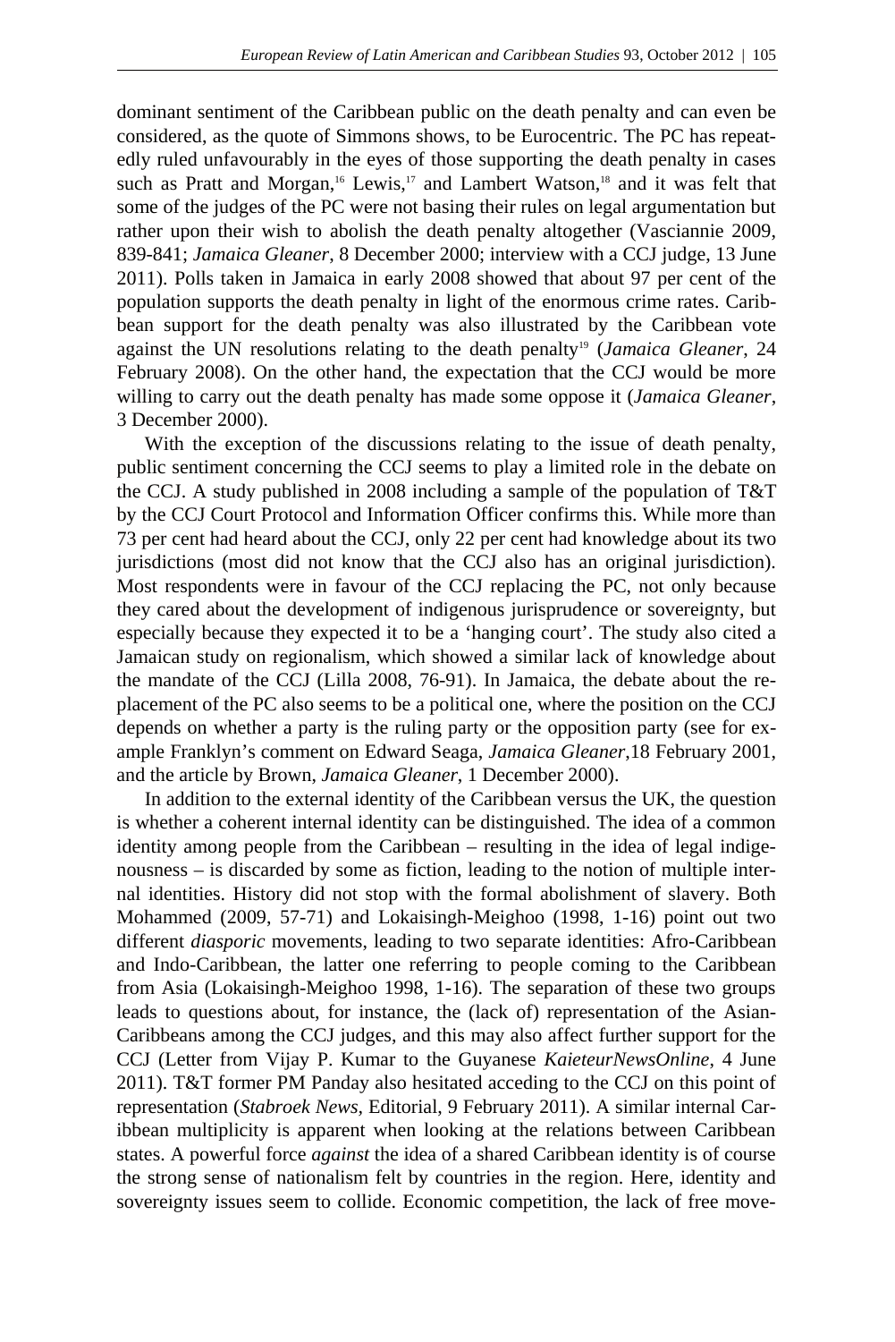dominant sentiment of the Caribbean public on the death penalty and can even be considered, as the quote of Simmons shows, to be Eurocentric. The PC has repeatedly ruled unfavourably in the eyes of those supporting the death penalty in cases such as Pratt and Morgan,[16] Lewis,[17] and Lambert Watson,[18] and it was felt that some of the judges of the PC were not basing their rules on legal argumentation but rather upon their wish to abolish the death penalty altogether (Vasciannie 2009, 839-841; *Jamaica Gleaner*, 8 December 2000; interview with a CCJ judge, 13 June 2011). Polls taken in Jamaica in early 2008 showed that about 97 per cent of the population supports the death penalty in light of the enormous crime rates. Caribbean support for the death penalty was also illustrated by the Caribbean vote against the UN resolutions relating to the death penalty[19] (*Jamaica Gleaner*, 24 February 2008). On the other hand, the expectation that the CCJ would be more willing to carry out the death penalty has made some oppose it (*Jamaica Gleaner*, 3 December 2000).

With the exception of the discussions relating to the issue of death penalty, public sentiment concerning the CCJ seems to play a limited role in the debate on the CCJ. A study published in 2008 including a sample of the population of T&T by the CCJ Court Protocol and Information Officer confirms this. While more than 73 per cent had heard about the CCJ, only 22 per cent had knowledge about its two jurisdictions (most did not know that the CCJ also has an original jurisdiction). Most respondents were in favour of the CCJ replacing the PC, not only because they cared about the development of indigenous jurisprudence or sovereignty, but especially because they expected it to be a 'hanging court'. The study also cited a Jamaican study on regionalism, which showed a similar lack of knowledge about the mandate of the CCJ (Lilla 2008, 76-91). In Jamaica, the debate about the replacement of the PC also seems to be a political one, where the position on the CCJ depends on whether a party is the ruling party or the opposition party (see for example Franklyn's comment on Edward Seaga, *Jamaica Gleaner*,18 February 2001, and the article by Brown, *Jamaica Gleaner*, 1 December 2000).

In addition to the external identity of the Caribbean versus the UK, the question is whether a coherent internal identity can be distinguished. The idea of a common identity among people from the Caribbean – resulting in the idea of legal indigenousness – is discarded by some as fiction, leading to the notion of multiple internal identities. History did not stop with the formal abolishment of slavery. Both Mohammed (2009, 57-71) and Lokaisingh-Meighoo (1998, 1-16) point out two different *diasporic* movements, leading to two separate identities: Afro-Caribbean and Indo-Caribbean, the latter one referring to people coming to the Caribbean from Asia (Lokaisingh-Meighoo 1998, 1-16). The separation of these two groups leads to questions about, for instance, the (lack of) representation of the Asian-Caribbeans among the CCJ judges, and this may also affect further support for the CCJ (Letter from Vijay P. Kumar to the Guyanese *KaieteurNewsOnline*, 4 June 2011). T&T former PM Panday also hesitated acceding to the CCJ on this point of representation (*Stabroek News*, Editorial, 9 February 2011). A similar internal Caribbean multiplicity is apparent when looking at the relations between Caribbean states. A powerful force *against* the idea of a shared Caribbean identity is of course the strong sense of nationalism felt by countries in the region. Here, identity and sovereignty issues seem to collide. Economic competition, the lack of free move-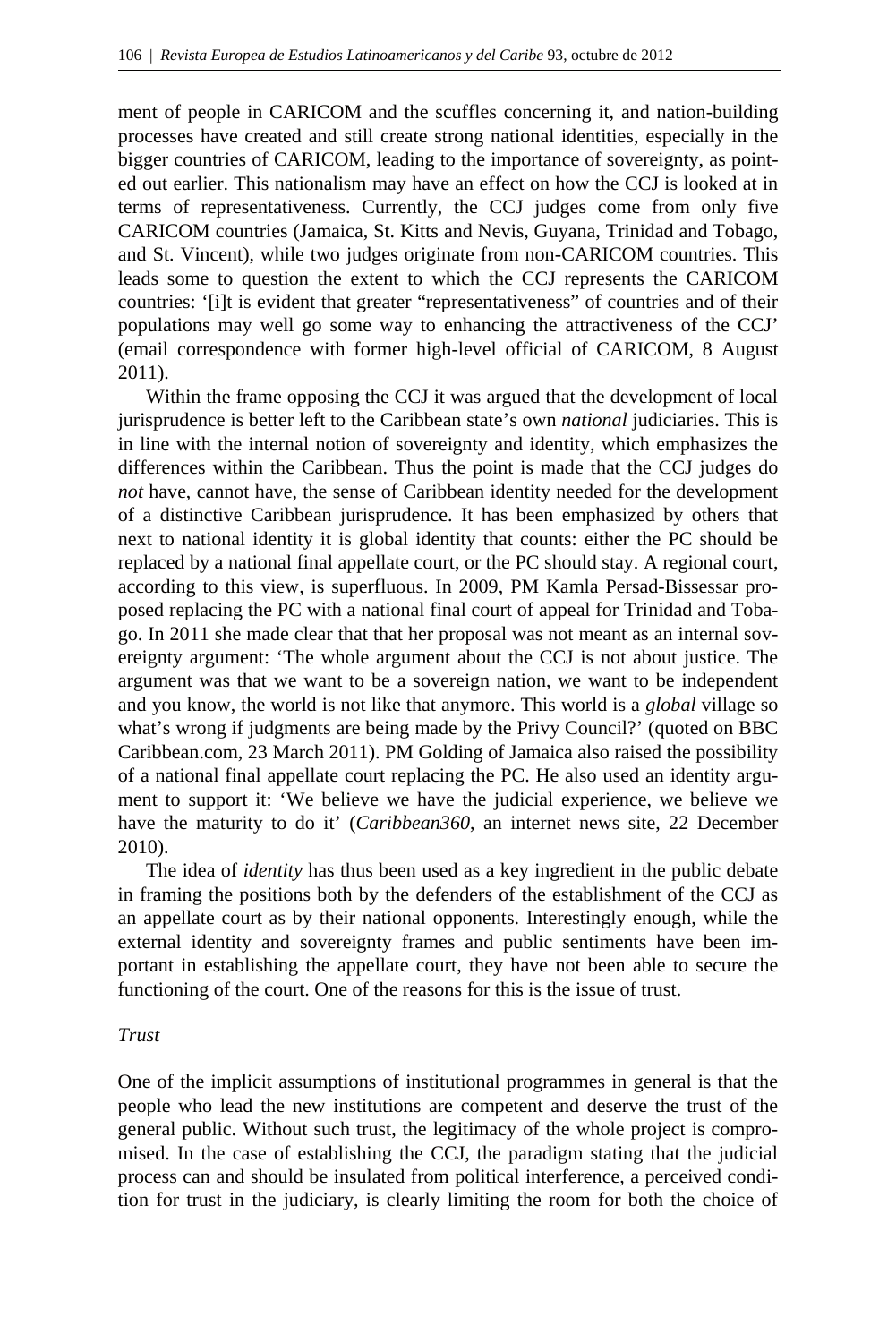ment of people in CARICOM and the scuffles concerning it, and nation-building processes have created and still create strong national identities, especially in the bigger countries of CARICOM, leading to the importance of sovereignty, as pointed out earlier. This nationalism may have an effect on how the CCJ is looked at in terms of representativeness. Currently, the CCJ judges come from only five CARICOM countries (Jamaica, St. Kitts and Nevis, Guyana, Trinidad and Tobago, and St. Vincent), while two judges originate from non-CARICOM countries. This leads some to question the extent to which the CCJ represents the CARICOM countries: '[i]t is evident that greater "representativeness" of countries and of their populations may well go some way to enhancing the attractiveness of the CCJ' (email correspondence with former high-level official of CARICOM, 8 August 2011).

Within the frame opposing the CCJ it was argued that the development of local jurisprudence is better left to the Caribbean state's own *national* judiciaries. This is in line with the internal notion of sovereignty and identity, which emphasizes the differences within the Caribbean. Thus the point is made that the CCJ judges do *not* have, cannot have, the sense of Caribbean identity needed for the development of a distinctive Caribbean jurisprudence. It has been emphasized by others that next to national identity it is global identity that counts: either the PC should be replaced by a national final appellate court, or the PC should stay. A regional court, according to this view, is superfluous. In 2009, PM Kamla Persad-Bissessar proposed replacing the PC with a national final court of appeal for Trinidad and Tobago. In 2011 she made clear that that her proposal was not meant as an internal sovereignty argument: 'The whole argument about the CCJ is not about justice. The argument was that we want to be a sovereign nation, we want to be independent and you know, the world is not like that anymore. This world is a *global* village so what's wrong if judgments are being made by the Privy Council?' (quoted on BBC Caribbean.com, 23 March 2011). PM Golding of Jamaica also raised the possibility of a national final appellate court replacing the PC. He also used an identity argument to support it: 'We believe we have the judicial experience, we believe we have the maturity to do it' (*Caribbean360*, an internet news site, 22 December 2010).

The idea of *identity* has thus been used as a key ingredient in the public debate in framing the positions both by the defenders of the establishment of the CCJ as an appellate court as by their national opponents. Interestingly enough, while the external identity and sovereignty frames and public sentiments have been important in establishing the appellate court, they have not been able to secure the functioning of the court. One of the reasons for this is the issue of trust.

*Trust*

One of the implicit assumptions of institutional programmes in general is that the people who lead the new institutions are competent and deserve the trust of the general public. Without such trust, the legitimacy of the whole project is compromised. In the case of establishing the CCJ, the paradigm stating that the judicial process can and should be insulated from political interference, a perceived condition for trust in the judiciary, is clearly limiting the room for both the choice of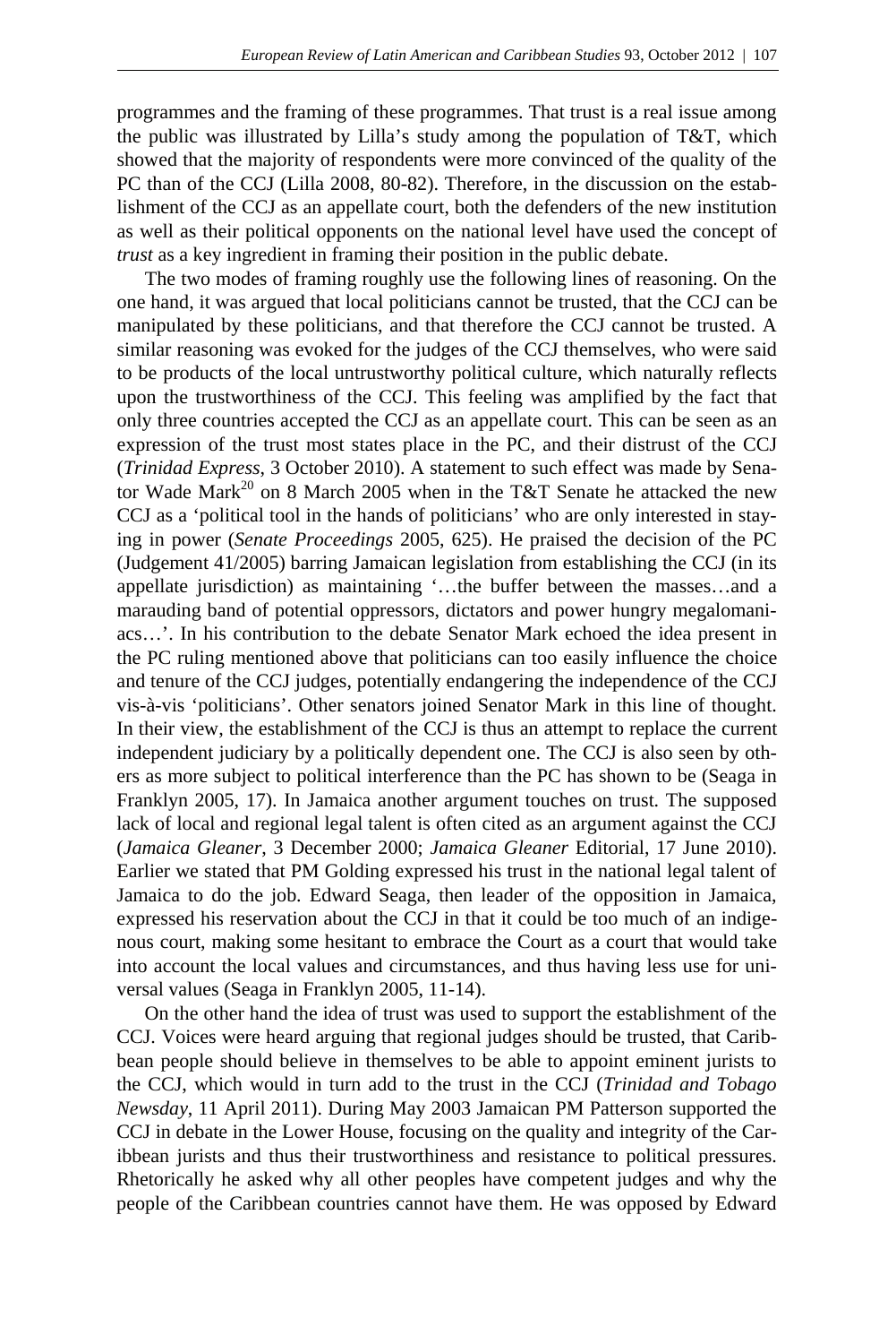programmes and the framing of these programmes. That trust is a real issue among the public was illustrated by Lilla's study among the population of T&T, which showed that the majority of respondents were more convinced of the quality of the PC than of the CCJ (Lilla 2008, 80-82). Therefore, in the discussion on the establishment of the CCJ as an appellate court, both the defenders of the new institution as well as their political opponents on the national level have used the concept of *trust* as a key ingredient in framing their position in the public debate.

The two modes of framing roughly use the following lines of reasoning. On the one hand, it was argued that local politicians cannot be trusted, that the CCJ can be manipulated by these politicians, and that therefore the CCJ cannot be trusted. A similar reasoning was evoked for the judges of the CCJ themselves, who were said to be products of the local untrustworthy political culture, which naturally reflects upon the trustworthiness of the CCJ. This feeling was amplified by the fact that only three countries accepted the CCJ as an appellate court. This can be seen as an expression of the trust most states place in the PC, and their distrust of the CCJ (*Trinidad Express*, 3 October 2010). A statement to such effect was made by Senator Wade Mark[20] on 8 March 2005 when in the T&T Senate he attacked the new CCJ as a 'political tool in the hands of politicians' who are only interested in staying in power (*Senate Proceedings* 2005, 625). He praised the decision of the PC (Judgement 41/2005) barring Jamaican legislation from establishing the CCJ (in its appellate jurisdiction) as maintaining '…the buffer between the masses…and a marauding band of potential oppressors, dictators and power hungry megalomaniacs…'. In his contribution to the debate Senator Mark echoed the idea present in the PC ruling mentioned above that politicians can too easily influence the choice and tenure of the CCJ judges, potentially endangering the independence of the CCJ vis-à-vis 'politicians'. Other senators joined Senator Mark in this line of thought. In their view, the establishment of the CCJ is thus an attempt to replace the current independent judiciary by a politically dependent one. The CCJ is also seen by others as more subject to political interference than the PC has shown to be (Seaga in Franklyn 2005, 17). In Jamaica another argument touches on trust. The supposed lack of local and regional legal talent is often cited as an argument against the CCJ (*Jamaica Gleaner*, 3 December 2000; *Jamaica Gleaner* Editorial, 17 June 2010). Earlier we stated that PM Golding expressed his trust in the national legal talent of Jamaica to do the job. Edward Seaga, then leader of the opposition in Jamaica, expressed his reservation about the CCJ in that it could be too much of an indigenous court, making some hesitant to embrace the Court as a court that would take into account the local values and circumstances, and thus having less use for universal values (Seaga in Franklyn 2005, 11-14).

On the other hand the idea of trust was used to support the establishment of the CCJ. Voices were heard arguing that regional judges should be trusted, that Caribbean people should believe in themselves to be able to appoint eminent jurists to the CCJ, which would in turn add to the trust in the CCJ (*Trinidad and Tobago Newsday*, 11 April 2011). During May 2003 Jamaican PM Patterson supported the CCJ in debate in the Lower House, focusing on the quality and integrity of the Caribbean jurists and thus their trustworthiness and resistance to political pressures. Rhetorically he asked why all other peoples have competent judges and why the people of the Caribbean countries cannot have them. He was opposed by Edward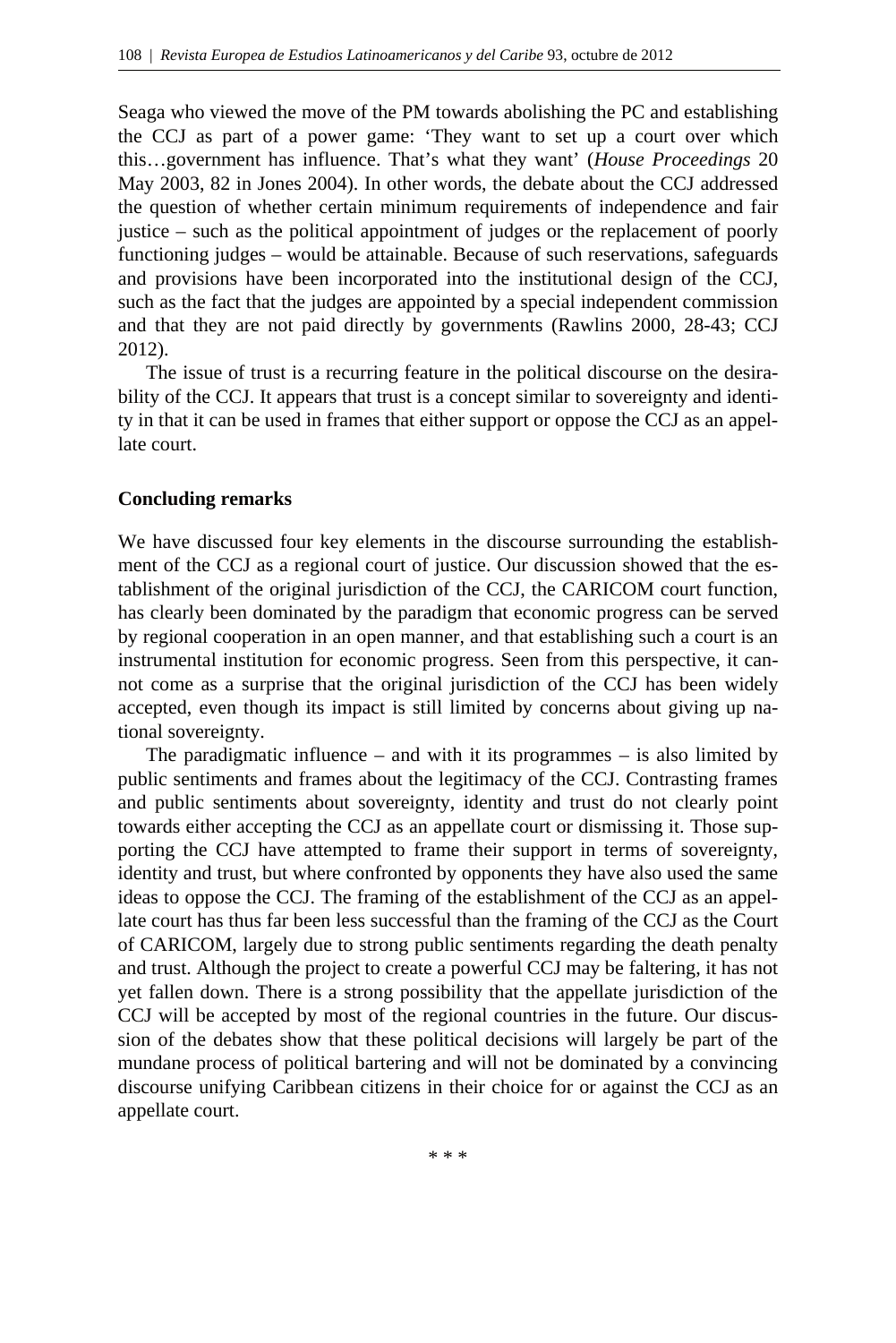Seaga who viewed the move of the PM towards abolishing the PC and establishing the CCJ as part of a power game: 'They want to set up a court over which this…government has influence. That's what they want' (*House Proceedings* 20 May 2003, 82 in Jones 2004). In other words, the debate about the CCJ addressed the question of whether certain minimum requirements of independence and fair justice – such as the political appointment of judges or the replacement of poorly functioning judges – would be attainable. Because of such reservations, safeguards and provisions have been incorporated into the institutional design of the CCJ, such as the fact that the judges are appointed by a special independent commission and that they are not paid directly by governments (Rawlins 2000, 28-43; CCJ 2012).

The issue of trust is a recurring feature in the political discourse on the desirability of the CCJ. It appears that trust is a concept similar to sovereignty and identity in that it can be used in frames that either support or oppose the CCJ as an appellate court.

**Concluding remarks**

We have discussed four key elements in the discourse surrounding the establishment of the CCJ as a regional court of justice. Our discussion showed that the establishment of the original jurisdiction of the CCJ, the CARICOM court function, has clearly been dominated by the paradigm that economic progress can be served by regional cooperation in an open manner, and that establishing such a court is an instrumental institution for economic progress. Seen from this perspective, it cannot come as a surprise that the original jurisdiction of the CCJ has been widely accepted, even though its impact is still limited by concerns about giving up national sovereignty.

The paradigmatic influence – and with it its programmes – is also limited by public sentiments and frames about the legitimacy of the CCJ. Contrasting frames and public sentiments about sovereignty, identity and trust do not clearly point towards either accepting the CCJ as an appellate court or dismissing it. Those supporting the CCJ have attempted to frame their support in terms of sovereignty, identity and trust, but where confronted by opponents they have also used the same ideas to oppose the CCJ. The framing of the establishment of the CCJ as an appellate court has thus far been less successful than the framing of the CCJ as the Court of CARICOM, largely due to strong public sentiments regarding the death penalty and trust. Although the project to create a powerful CCJ may be faltering, it has not yet fallen down. There is a strong possibility that the appellate jurisdiction of the CCJ will be accepted by most of the regional countries in the future. Our discussion of the debates show that these political decisions will largely be part of the mundane process of political bartering and will not be dominated by a convincing discourse unifying Caribbean citizens in their choice for or against the CCJ as an appellate court.

* * *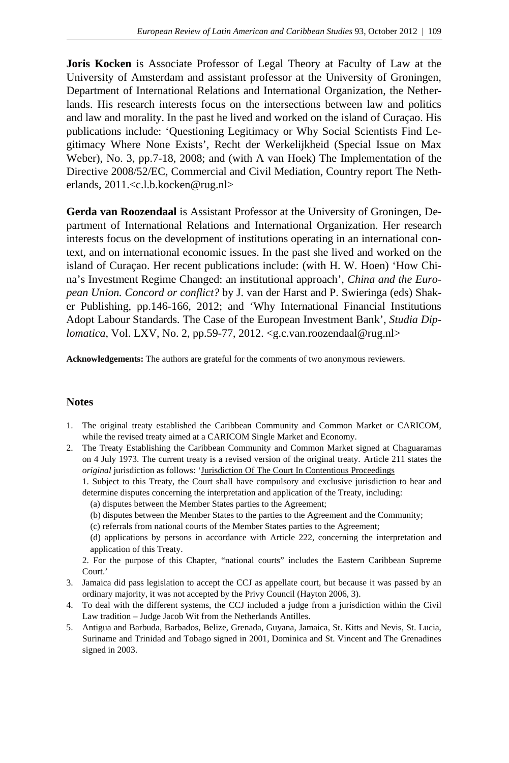**Joris Kocken** is Associate Professor of Legal Theory at Faculty of Law at the University of Amsterdam and assistant professor at the University of Groningen, Department of International Relations and International Organization, the Netherlands. His research interests focus on the intersections between law and politics and law and morality. In the past he lived and worked on the island of Curaçao. His publications include: 'Questioning Legitimacy or Why Social Scientists Find Legitimacy Where None Exists', Recht der Werkelijkheid (Special Issue on Max Weber), No. 3, pp.7-18, 2008; and (with A van Hoek) The Implementation of the Directive 2008/52/EC, Commercial and Civil Mediation, Country report The Netherlands, 2011.<c.l.b.kocken@rug.nl>

**Gerda van Roozendaal** is Assistant Professor at the University of Groningen, Department of International Relations and International Organization. Her research interests focus on the development of institutions operating in an international context, and on international economic issues. In the past she lived and worked on the island of Curaçao. Her recent publications include: (with H. W. Hoen) 'How China's Investment Regime Changed: an institutional approach', *China and the European Union. Concord or conflict?* by J. van der Harst and P. Swieringa (eds) Shaker Publishing, pp.146-166, 2012; and 'Why International Financial Institutions Adopt Labour Standards. The Case of the European Investment Bank', *Studia Diplomatica*, Vol. LXV, No. 2, pp.59-77, 2012. <g.c.van.roozendaal@rug.nl>

**Acknowledgements:** The authors are grateful for the comments of two anonymous reviewers.

## Notes

1. The original treaty established the Caribbean Community and Common Market or CARICOM, while the revised treaty aimed at a CARICOM Single Market and Economy.
2. The Treaty Establishing the Caribbean Community and Common Market signed at Chaguaramas on 4 July 1973. The current treaty is a revised version of the original treaty. Article 211 states the *original* jurisdiction as follows: 'Jurisdiction Of The Court In Contentious Proceedings

   1. Subject to this Treaty, the Court shall have compulsory and exclusive jurisdiction to hear and determine disputes concerning the interpretation and application of the Treaty, including:

      (a) disputes between the Member States parties to the Agreement;

      (b) disputes between the Member States to the parties to the Agreement and the Community;

      (c) referrals from national courts of the Member States parties to the Agreement;

      (d) applications by persons in accordance with Article 222, concerning the interpretation and application of this Treaty.

   2. For the purpose of this Chapter, "national courts" includes the Eastern Caribbean Supreme Court.'
3. Jamaica did pass legislation to accept the CCJ as appellate court, but because it was passed by an ordinary majority, it was not accepted by the Privy Council (Hayton 2006, 3).
4. To deal with the different systems, the CCJ included a judge from a jurisdiction within the Civil Law tradition – Judge Jacob Wit from the Netherlands Antilles.
5. Antigua and Barbuda, Barbados, Belize, Grenada, Guyana, Jamaica, St. Kitts and Nevis, St. Lucia, Suriname and Trinidad and Tobago signed in 2001, Dominica and St. Vincent and The Grenadines signed in 2003.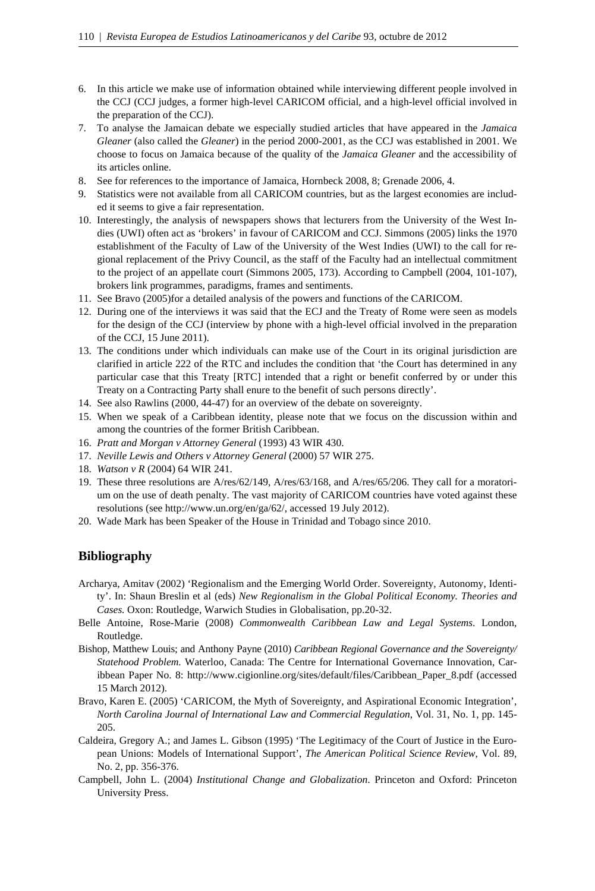6. In this article we make use of information obtained while interviewing different people involved in the CCJ (CCJ judges, a former high-level CARICOM official, and a high-level official involved in the preparation of the CCJ).
7. To analyse the Jamaican debate we especially studied articles that have appeared in the *Jamaica Gleaner* (also called the *Gleaner*) in the period 2000-2001, as the CCJ was established in 2001. We choose to focus on Jamaica because of the quality of the *Jamaica Gleaner* and the accessibility of its articles online.
8. See for references to the importance of Jamaica, Hornbeck 2008, 8; Grenade 2006, 4.
9. Statistics were not available from all CARICOM countries, but as the largest economies are included it seems to give a fair representation.
10. Interestingly, the analysis of newspapers shows that lecturers from the University of the West Indies (UWI) often act as 'brokers' in favour of CARICOM and CCJ. Simmons (2005) links the 1970 establishment of the Faculty of Law of the University of the West Indies (UWI) to the call for regional replacement of the Privy Council, as the staff of the Faculty had an intellectual commitment to the project of an appellate court (Simmons 2005, 173). According to Campbell (2004, 101-107), brokers link programmes, paradigms, frames and sentiments.
11. See Bravo (2005)for a detailed analysis of the powers and functions of the CARICOM.
12. During one of the interviews it was said that the ECJ and the Treaty of Rome were seen as models for the design of the CCJ (interview by phone with a high-level official involved in the preparation of the CCJ, 15 June 2011).
13. The conditions under which individuals can make use of the Court in its original jurisdiction are clarified in article 222 of the RTC and includes the condition that 'the Court has determined in any particular case that this Treaty [RTC] intended that a right or benefit conferred by or under this Treaty on a Contracting Party shall enure to the benefit of such persons directly'.
14. See also Rawlins (2000, 44-47) for an overview of the debate on sovereignty.
15. When we speak of a Caribbean identity, please note that we focus on the discussion within and among the countries of the former British Caribbean.
16. *Pratt and Morgan v Attorney General* (1993) 43 WIR 430.
17. *Neville Lewis and Others v Attorney General* (2000) 57 WIR 275.
18. *Watson v R* (2004) 64 WIR 241.
19. These three resolutions are A/res/62/149, A/res/63/168, and A/res/65/206. They call for a moratorium on the use of death penalty. The vast majority of CARICOM countries have voted against these resolutions (see http://www.un.org/en/ga/62/, accessed 19 July 2012).
20. Wade Mark has been Speaker of the House in Trinidad and Tobago since 2010.

## Bibliography

Archarya, Amitav (2002) 'Regionalism and the Emerging World Order. Sovereignty, Autonomy, Identity'. In: Shaun Breslin et al (eds) *New Regionalism in the Global Political Economy. Theories and Cases.* Oxon: Routledge, Warwich Studies in Globalisation, pp.20-32.

Belle Antoine, Rose-Marie (2008) *Commonwealth Caribbean Law and Legal Systems*. London, Routledge.

Bishop, Matthew Louis; and Anthony Payne (2010) *Caribbean Regional Governance and the Sovereignty/ Statehood Problem.* Waterloo, Canada: The Centre for International Governance Innovation, Caribbean Paper No. 8: http://www.cigionline.org/sites/default/files/Caribbean_Paper_8.pdf (accessed 15 March 2012).

Bravo, Karen E. (2005) 'CARICOM, the Myth of Sovereignty, and Aspirational Economic Integration', *North Carolina Journal of International Law and Commercial Regulation*, Vol. 31, No. 1, pp. 145-205.

Caldeira, Gregory A.; and James L. Gibson (1995) 'The Legitimacy of the Court of Justice in the European Unions: Models of International Support', *The American Political Science Review*, Vol. 89, No. 2, pp. 356-376.

Campbell, John L. (2004) *Institutional Change and Globalization*. Princeton and Oxford: Princeton University Press.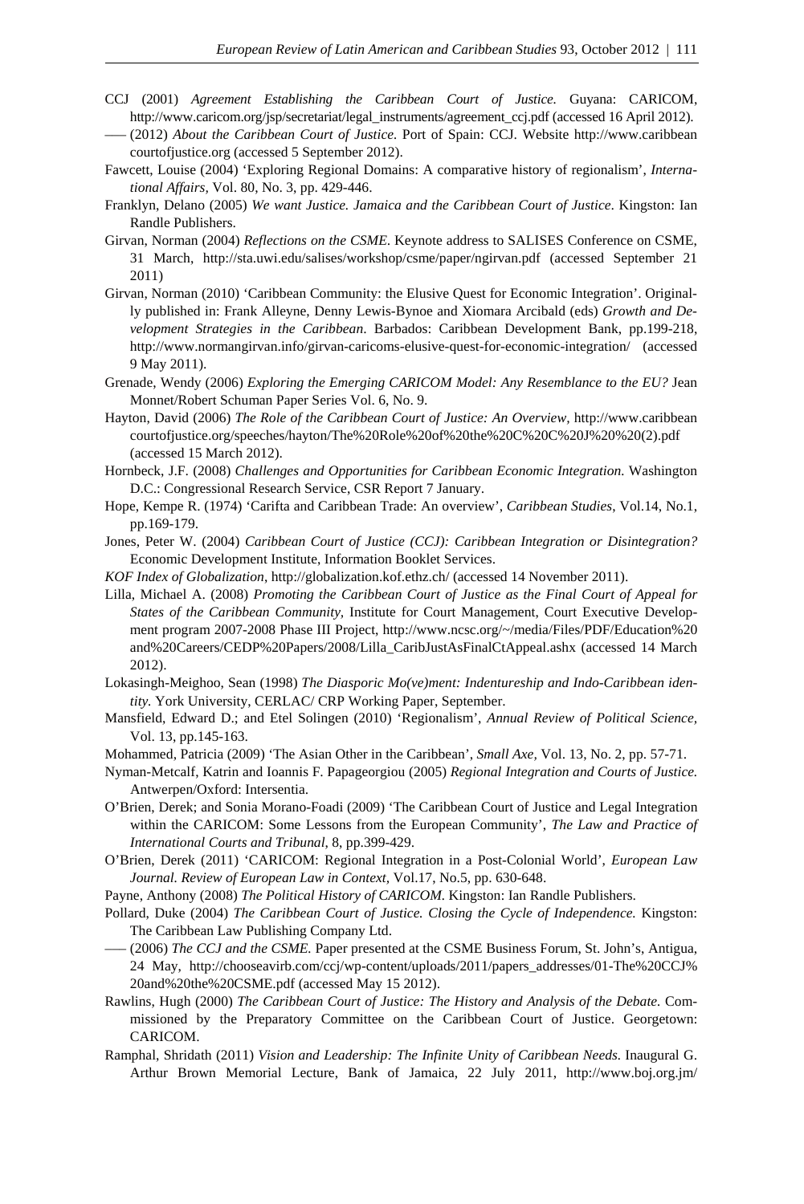CCJ (2001) *Agreement Establishing the Caribbean Court of Justice.* Guyana: CARICOM, http://www.caricom.org/jsp/secretariat/legal_instruments/agreement_ccj.pdf (accessed 16 April 2012).

––– (2012) *About the Caribbean Court of Justice.* Port of Spain: CCJ. Website http://www.caribbean courtofjustice.org (accessed 5 September 2012).

Fawcett, Louise (2004) 'Exploring Regional Domains: A comparative history of regionalism', *International Affairs*, Vol. 80, No. 3, pp. 429-446.

Franklyn, Delano (2005) *We want Justice. Jamaica and the Caribbean Court of Justice*. Kingston: Ian Randle Publishers.

Girvan, Norman (2004) *Reflections on the CSME*. Keynote address to SALISES Conference on CSME, 31 March, http://sta.uwi.edu/salises/workshop/csme/paper/ngirvan.pdf (accessed September 21 2011)

Girvan, Norman (2010) 'Caribbean Community: the Elusive Quest for Economic Integration'. Originally published in: Frank Alleyne, Denny Lewis-Bynoe and Xiomara Arcibald (eds) *Growth and Development Strategies in the Caribbean*. Barbados: Caribbean Development Bank, pp.199-218, http://www.normangirvan.info/girvan-caricoms-elusive-quest-for-economic-integration/ (accessed 9 May 2011).

Grenade, Wendy (2006) *Exploring the Emerging CARICOM Model: Any Resemblance to the EU?* Jean Monnet/Robert Schuman Paper Series Vol. 6, No. 9.

Hayton, David (2006) *The Role of the Caribbean Court of Justice: An Overview*, http://www.caribbean courtofjustice.org/speeches/hayton/The%20Role%20of%20the%20C%20C%20J%20%20(2).pdf (accessed 15 March 2012).

Hornbeck, J.F. (2008) *Challenges and Opportunities for Caribbean Economic Integration.* Washington D.C.: Congressional Research Service, CSR Report 7 January.

Hope, Kempe R. (1974) 'Carifta and Caribbean Trade: An overview', *Caribbean Studies*, Vol.14, No.1, pp.169-179.

Jones, Peter W. (2004) *Caribbean Court of Justice (CCJ): Caribbean Integration or Disintegration?* Economic Development Institute, Information Booklet Services.

*KOF Index of Globalization*, http://globalization.kof.ethz.ch/ (accessed 14 November 2011).

Lilla, Michael A. (2008) *Promoting the Caribbean Court of Justice as the Final Court of Appeal for States of the Caribbean Community*, Institute for Court Management, Court Executive Development program 2007-2008 Phase III Project, http://www.ncsc.org/~/media/Files/PDF/Education%20 and%20Careers/CEDP%20Papers/2008/Lilla_CaribJustAsFinalCtAppeal.ashx (accessed 14 March 2012).

Lokasingh-Meighoo, Sean (1998) *The Diasporic Mo(ve)ment: Indentureship and Indo-Caribbean identity.* York University, CERLAC/ CRP Working Paper, September.

Mansfield, Edward D.; and Etel Solingen (2010) 'Regionalism', *Annual Review of Political Science,* Vol. 13, pp.145-163.

Mohammed, Patricia (2009) 'The Asian Other in the Caribbean', *Small Axe,* Vol. 13, No. 2, pp. 57-71.

Nyman-Metcalf, Katrin and Ioannis F. Papageorgiou (2005) *Regional Integration and Courts of Justice.* Antwerpen/Oxford: Intersentia.

O'Brien, Derek; and Sonia Morano-Foadi (2009) 'The Caribbean Court of Justice and Legal Integration within the CARICOM: Some Lessons from the European Community', *The Law and Practice of International Courts and Tribunal,* 8, pp.399-429.

O'Brien, Derek (2011) 'CARICOM: Regional Integration in a Post-Colonial World', *European Law Journal. Review of European Law in Context*, Vol.17, No.5, pp. 630-648.

Payne, Anthony (2008) *The Political History of CARICOM.* Kingston: Ian Randle Publishers.

Pollard, Duke (2004) *The Caribbean Court of Justice. Closing the Cycle of Independence.* Kingston: The Caribbean Law Publishing Company Ltd.

––– (2006) *The CCJ and the CSME.* Paper presented at the CSME Business Forum, St. John's, Antigua, 24 May, http://chooseavirb.com/ccj/wp-content/uploads/2011/papers_addresses/01-The%20CCJ% 20and%20the%20CSME.pdf (accessed May 15 2012).

Rawlins, Hugh (2000) *The Caribbean Court of Justice: The History and Analysis of the Debate.* Commissioned by the Preparatory Committee on the Caribbean Court of Justice. Georgetown: CARICOM.

Ramphal, Shridath (2011) *Vision and Leadership: The Infinite Unity of Caribbean Needs.* Inaugural G. Arthur Brown Memorial Lecture, Bank of Jamaica, 22 July 2011, http://www.boj.org.jm/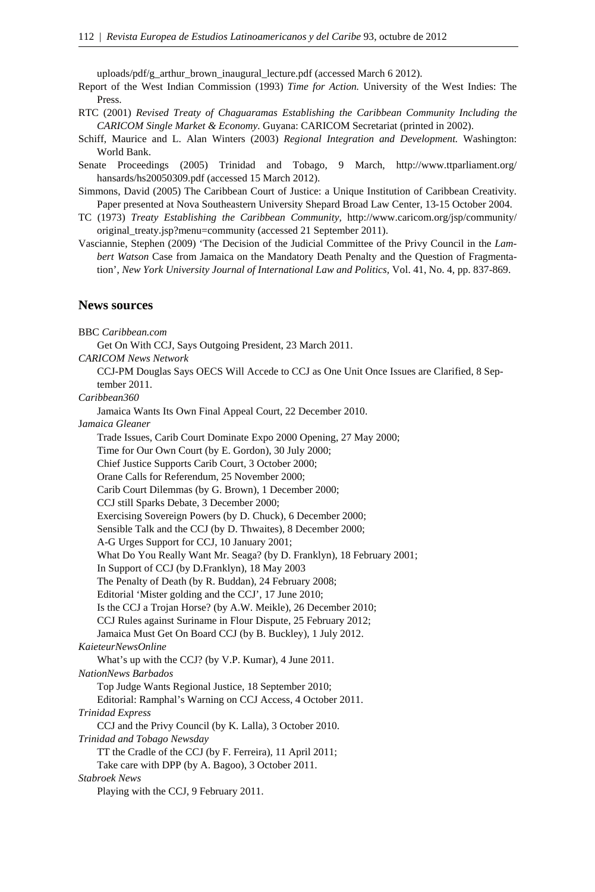uploads/pdf/g_arthur_brown_inaugural_lecture.pdf (accessed March 6 2012).

Report of the West Indian Commission (1993) *Time for Action.* University of the West Indies: The Press.

RTC (2001) *Revised Treaty of Chaguaramas Establishing the Caribbean Community Including the CARICOM Single Market & Economy.* Guyana: CARICOM Secretariat (printed in 2002).

Schiff, Maurice and L. Alan Winters (2003) *Regional Integration and Development.* Washington: World Bank.

Senate Proceedings (2005) Trinidad and Tobago, 9 March, http://www.ttparliament.org/hansards/hs20050309.pdf (accessed 15 March 2012).

Simmons, David (2005) The Caribbean Court of Justice: a Unique Institution of Caribbean Creativity. Paper presented at Nova Southeastern University Shepard Broad Law Center, 13-15 October 2004.

TC (1973) *Treaty Establishing the Caribbean Community,* http://www.caricom.org/jsp/community/original_treaty.jsp?menu=community (accessed 21 September 2011).

Vasciannie, Stephen (2009) 'The Decision of the Judicial Committee of the Privy Council in the *Lambert Watson* Case from Jamaica on the Mandatory Death Penalty and the Question of Fragmentation', *New York University Journal of International Law and Politics,* Vol. 41, No. 4, pp. 837-869.

## News sources

BBC *Caribbean.com*

Get On With CCJ, Says Outgoing President, 23 March 2011.

*CARICOM News Network*

CCJ-PM Douglas Says OECS Will Accede to CCJ as One Unit Once Issues are Clarified, 8 September 2011.

*Caribbean360*

Jamaica Wants Its Own Final Appeal Court, 22 December 2010.

*Jamaica Gleaner*

Trade Issues, Carib Court Dominate Expo 2000 Opening, 27 May 2000;
Time for Our Own Court (by E. Gordon), 30 July 2000;
Chief Justice Supports Carib Court, 3 October 2000;
Orane Calls for Referendum, 25 November 2000;
Carib Court Dilemmas (by G. Brown), 1 December 2000;
CCJ still Sparks Debate, 3 December 2000;
Exercising Sovereign Powers (by D. Chuck), 6 December 2000;
Sensible Talk and the CCJ (by D. Thwaites), 8 December 2000;
A-G Urges Support for CCJ, 10 January 2001;
What Do You Really Want Mr. Seaga? (by D. Franklyn), 18 February 2001;
In Support of CCJ (by D.Franklyn), 18 May 2003
The Penalty of Death (by R. Buddan), 24 February 2008;
Editorial 'Mister golding and the CCJ', 17 June 2010;
Is the CCJ a Trojan Horse? (by A.W. Meikle), 26 December 2010;
CCJ Rules against Suriname in Flour Dispute, 25 February 2012;
Jamaica Must Get On Board CCJ (by B. Buckley), 1 July 2012.

*KaieteurNewsOnline*

What's up with the CCJ? (by V.P. Kumar), 4 June 2011.

*NationNews Barbados*

Top Judge Wants Regional Justice, 18 September 2010;
Editorial: Ramphal's Warning on CCJ Access, 4 October 2011.

*Trinidad Express*

CCJ and the Privy Council (by K. Lalla), 3 October 2010.

*Trinidad and Tobago Newsday*

TT the Cradle of the CCJ (by F. Ferreira), 11 April 2011;
Take care with DPP (by A. Bagoo), 3 October 2011.

*Stabroek News*

Playing with the CCJ, 9 February 2011.